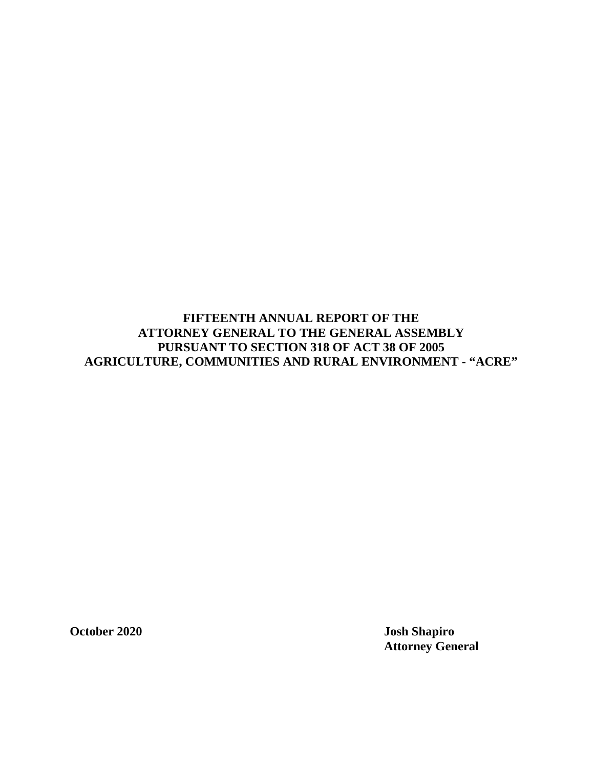# FIFTEENTH ANNUAL REPORT OF THE ATTORNEY GENERAL TO THE GENERAL ASSEMBLY PURSUANT TO SECTION 318 OF ACT 38 OF 2005 AGRICULTURE, COMMUNITIES AND RURAL ENVIRONMENT - "ACRE"

**October 2020**

**Josh Shapiro**
**Attorney General**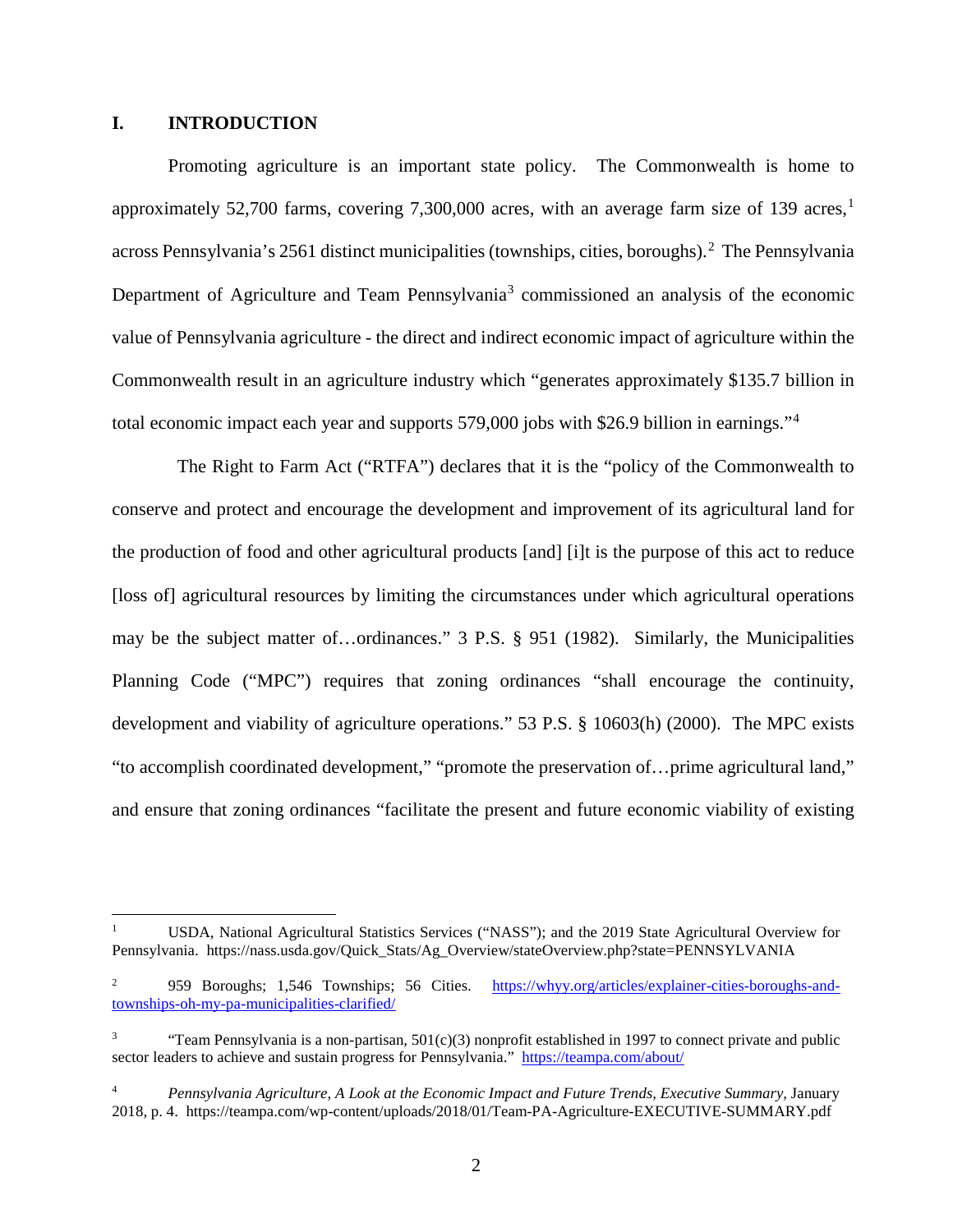## I. INTRODUCTION

Promoting agriculture is an important state policy. The Commonwealth is home to approximately 52,700 farms, covering 7,300,000 acres, with an average farm size of 139 acres,[1] across Pennsylvania's 2561 distinct municipalities (townships, cities, boroughs).[2] The Pennsylvania Department of Agriculture and Team Pennsylvania[3] commissioned an analysis of the economic value of Pennsylvania agriculture - the direct and indirect economic impact of agriculture within the Commonwealth result in an agriculture industry which "generates approximately $135.7 billion in total economic impact each year and supports 579,000 jobs with $26.9 billion in earnings."[4]

The Right to Farm Act ("RTFA") declares that it is the "policy of the Commonwealth to conserve and protect and encourage the development and improvement of its agricultural land for the production of food and other agricultural products [and] [i]t is the purpose of this act to reduce [loss of] agricultural resources by limiting the circumstances under which agricultural operations may be the subject matter of…ordinances." 3 P.S. § 951 (1982). Similarly, the Municipalities Planning Code ("MPC") requires that zoning ordinances "shall encourage the continuity, development and viability of agriculture operations." 53 P.S. § 10603(h) (2000). The MPC exists "to accomplish coordinated development," "promote the preservation of…prime agricultural land," and ensure that zoning ordinances "facilitate the present and future economic viability of existing

---

[1] USDA, National Agricultural Statistics Services ("NASS"); and the 2019 State Agricultural Overview for Pennsylvania. https://nass.usda.gov/Quick_Stats/Ag_Overview/stateOverview.php?state=PENNSYLVANIA

[2] 959 Boroughs; 1,546 Townships; 56 Cities. https://whyy.org/articles/explainer-cities-boroughs-and-townships-oh-my-pa-municipalities-clarified/

[3] "Team Pennsylvania is a non-partisan, 501(c)(3) nonprofit established in 1997 to connect private and public sector leaders to achieve and sustain progress for Pennsylvania." https://teampa.com/about/

[4] *Pennsylvania Agriculture, A Look at the Economic Impact and Future Trends, Executive Summary,* January 2018, p. 4. https://teampa.com/wp-content/uploads/2018/01/Team-PA-Agriculture-EXECUTIVE-SUMMARY.pdf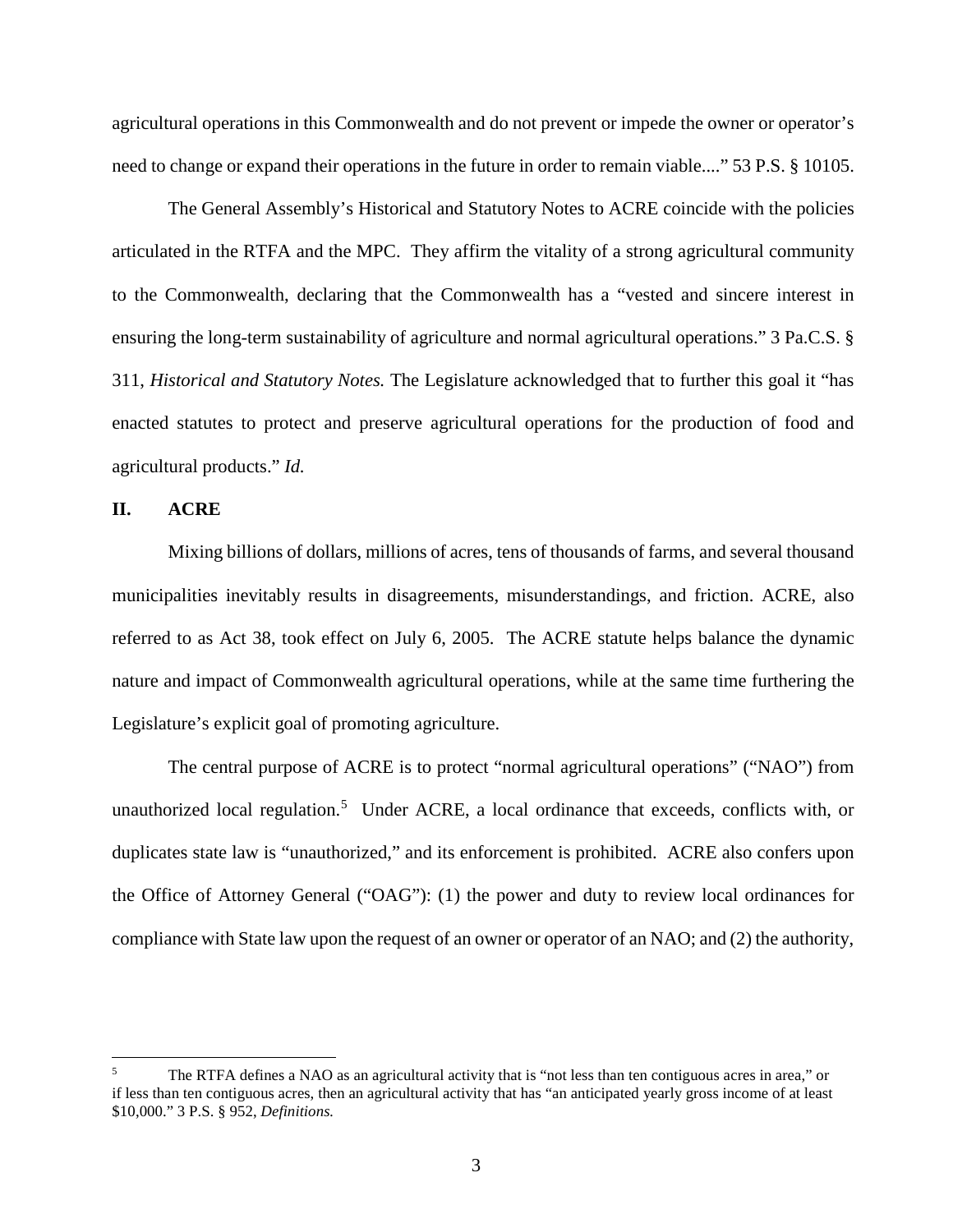agricultural operations in this Commonwealth and do not prevent or impede the owner or operator's need to change or expand their operations in the future in order to remain viable...." 53 P.S. § 10105.

The General Assembly's Historical and Statutory Notes to ACRE coincide with the policies articulated in the RTFA and the MPC. They affirm the vitality of a strong agricultural community to the Commonwealth, declaring that the Commonwealth has a "vested and sincere interest in ensuring the long-term sustainability of agriculture and normal agricultural operations." 3 Pa.C.S. § 311, *Historical and Statutory Notes.* The Legislature acknowledged that to further this goal it "has enacted statutes to protect and preserve agricultural operations for the production of food and agricultural products." *Id.*

## II. ACRE

Mixing billions of dollars, millions of acres, tens of thousands of farms, and several thousand municipalities inevitably results in disagreements, misunderstandings, and friction. ACRE, also referred to as Act 38, took effect on July 6, 2005. The ACRE statute helps balance the dynamic nature and impact of Commonwealth agricultural operations, while at the same time furthering the Legislature's explicit goal of promoting agriculture.

The central purpose of ACRE is to protect "normal agricultural operations" ("NAO") from unauthorized local regulation.[5] Under ACRE, a local ordinance that exceeds, conflicts with, or duplicates state law is "unauthorized," and its enforcement is prohibited. ACRE also confers upon the Office of Attorney General ("OAG"): (1) the power and duty to review local ordinances for compliance with State law upon the request of an owner or operator of an NAO; and (2) the authority,

---

[5] The RTFA defines a NAO as an agricultural activity that is "not less than ten contiguous acres in area," or if less than ten contiguous acres, then an agricultural activity that has "an anticipated yearly gross income of at least $10,000." 3 P.S. § 952, *Definitions.*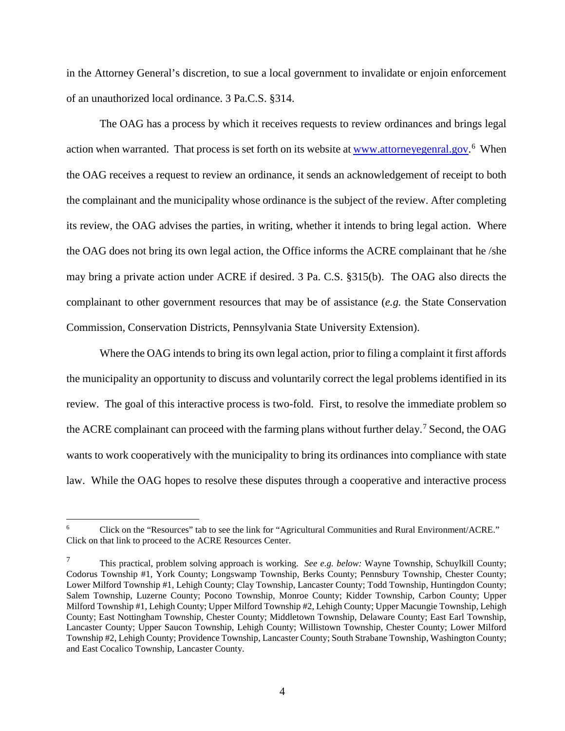in the Attorney General's discretion, to sue a local government to invalidate or enjoin enforcement of an unauthorized local ordinance. 3 Pa.C.S. §314.

The OAG has a process by which it receives requests to review ordinances and brings legal action when warranted. That process is set forth on its website at [www.attorneyegenral.gov](www.attorneyegenral.gov).[6] When the OAG receives a request to review an ordinance, it sends an acknowledgement of receipt to both the complainant and the municipality whose ordinance is the subject of the review. After completing its review, the OAG advises the parties, in writing, whether it intends to bring legal action. Where the OAG does not bring its own legal action, the Office informs the ACRE complainant that he /she may bring a private action under ACRE if desired. 3 Pa. C.S. §315(b). The OAG also directs the complainant to other government resources that may be of assistance (*e.g.* the State Conservation Commission, Conservation Districts, Pennsylvania State University Extension).

Where the OAG intends to bring its own legal action, prior to filing a complaint it first affords the municipality an opportunity to discuss and voluntarily correct the legal problems identified in its review. The goal of this interactive process is two-fold. First, to resolve the immediate problem so the ACRE complainant can proceed with the farming plans without further delay.[7] Second, the OAG wants to work cooperatively with the municipality to bring its ordinances into compliance with state law. While the OAG hopes to resolve these disputes through a cooperative and interactive process

---

[6] Click on the "Resources" tab to see the link for "Agricultural Communities and Rural Environment/ACRE." Click on that link to proceed to the ACRE Resources Center.

[7] This practical, problem solving approach is working. *See e.g. below:* Wayne Township, Schuylkill County; Codorus Township #1, York County; Longswamp Township, Berks County; Pennsbury Township, Chester County; Lower Milford Township #1, Lehigh County; Clay Township, Lancaster County; Todd Township, Huntingdon County; Salem Township, Luzerne County; Pocono Township, Monroe County; Kidder Township, Carbon County; Upper Milford Township #1, Lehigh County; Upper Milford Township #2, Lehigh County; Upper Macungie Township, Lehigh County; East Nottingham Township, Chester County; Middletown Township, Delaware County; East Earl Township, Lancaster County; Upper Saucon Township, Lehigh County; Willistown Township, Chester County; Lower Milford Township #2, Lehigh County; Providence Township, Lancaster County; South Strabane Township, Washington County; and East Cocalico Township, Lancaster County.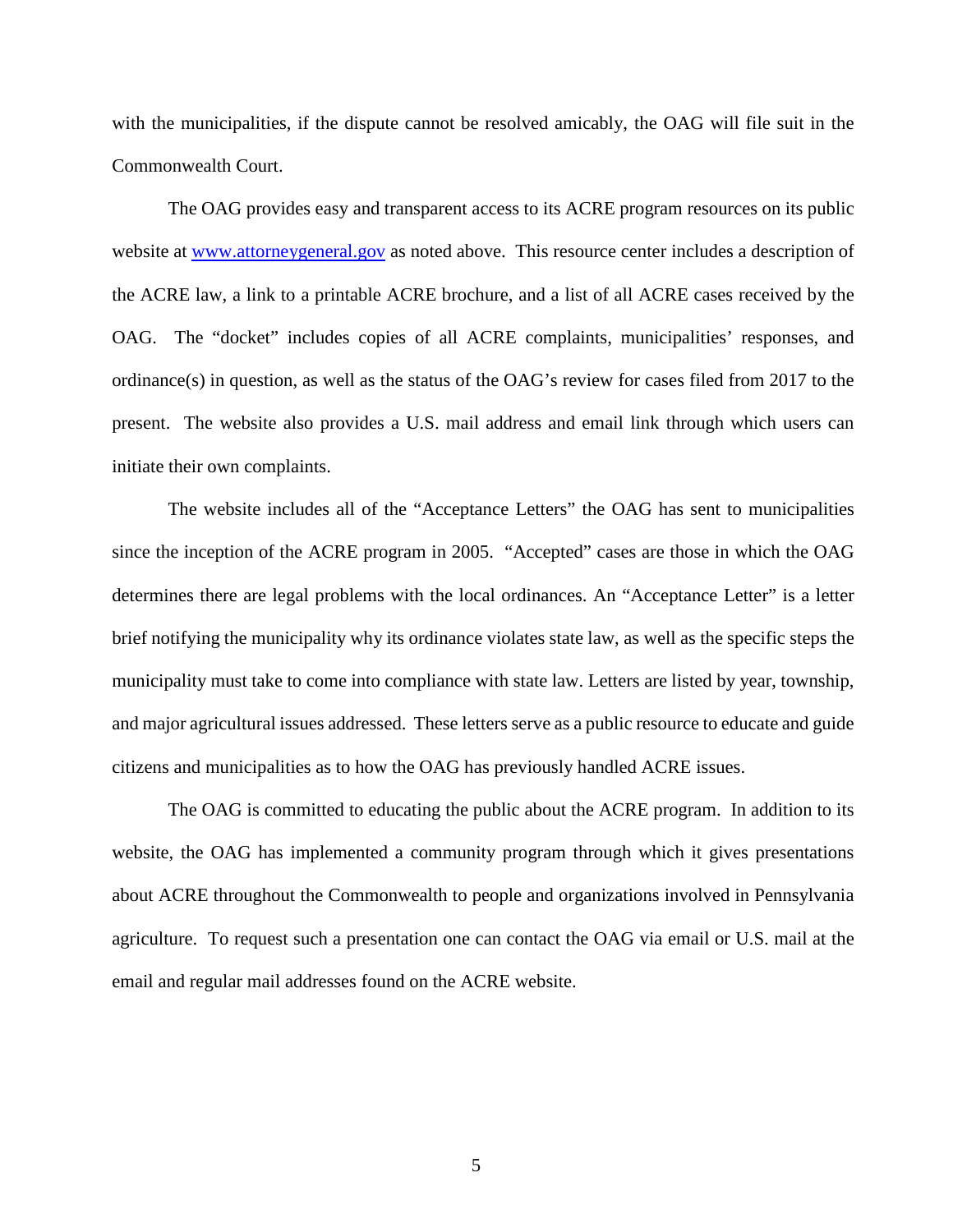with the municipalities, if the dispute cannot be resolved amicably, the OAG will file suit in the Commonwealth Court.

The OAG provides easy and transparent access to its ACRE program resources on its public website at [www.attorneygeneral.gov](http://www.attorneygeneral.gov) as noted above. This resource center includes a description of the ACRE law, a link to a printable ACRE brochure, and a list of all ACRE cases received by the OAG. The "docket" includes copies of all ACRE complaints, municipalities' responses, and ordinance(s) in question, as well as the status of the OAG's review for cases filed from 2017 to the present. The website also provides a U.S. mail address and email link through which users can initiate their own complaints.

The website includes all of the "Acceptance Letters" the OAG has sent to municipalities since the inception of the ACRE program in 2005. "Accepted" cases are those in which the OAG determines there are legal problems with the local ordinances. An "Acceptance Letter" is a letter brief notifying the municipality why its ordinance violates state law, as well as the specific steps the municipality must take to come into compliance with state law. Letters are listed by year, township, and major agricultural issues addressed. These letters serve as a public resource to educate and guide citizens and municipalities as to how the OAG has previously handled ACRE issues.

The OAG is committed to educating the public about the ACRE program. In addition to its website, the OAG has implemented a community program through which it gives presentations about ACRE throughout the Commonwealth to people and organizations involved in Pennsylvania agriculture. To request such a presentation one can contact the OAG via email or U.S. mail at the email and regular mail addresses found on the ACRE website.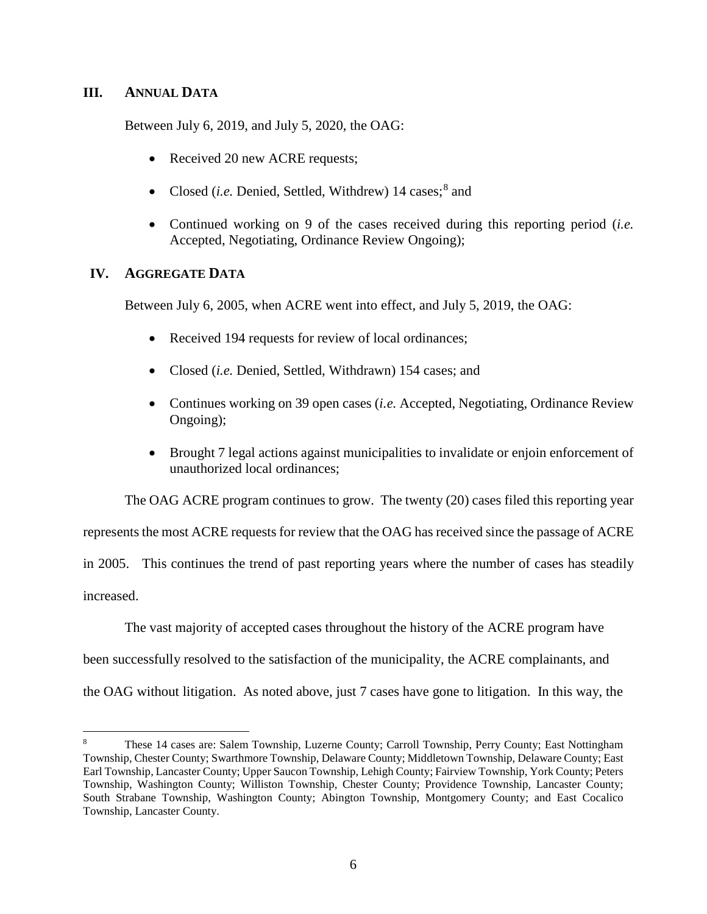## III. ANNUAL DATA

Between July 6, 2019, and July 5, 2020, the OAG:

- Received 20 new ACRE requests;
- Closed (*i.e.* Denied, Settled, Withdrew) 14 cases;[8] and
- Continued working on 9 of the cases received during this reporting period (*i.e.* Accepted, Negotiating, Ordinance Review Ongoing);

## IV. AGGREGATE DATA

Between July 6, 2005, when ACRE went into effect, and July 5, 2019, the OAG:

- Received 194 requests for review of local ordinances;
- Closed (*i.e.* Denied, Settled, Withdrawn) 154 cases; and
- Continues working on 39 open cases (*i.e.* Accepted, Negotiating, Ordinance Review Ongoing);
- Brought 7 legal actions against municipalities to invalidate or enjoin enforcement of unauthorized local ordinances;

The OAG ACRE program continues to grow. The twenty (20) cases filed this reporting year represents the most ACRE requests for review that the OAG has received since the passage of ACRE in 2005. This continues the trend of past reporting years where the number of cases has steadily increased.

The vast majority of accepted cases throughout the history of the ACRE program have been successfully resolved to the satisfaction of the municipality, the ACRE complainants, and the OAG without litigation. As noted above, just 7 cases have gone to litigation. In this way, the

---

[8] These 14 cases are: Salem Township, Luzerne County; Carroll Township, Perry County; East Nottingham Township, Chester County; Swarthmore Township, Delaware County; Middletown Township, Delaware County; East Earl Township, Lancaster County; Upper Saucon Township, Lehigh County; Fairview Township, York County; Peters Township, Washington County; Williston Township, Chester County; Providence Township, Lancaster County; South Strabane Township, Washington County; Abington Township, Montgomery County; and East Cocalico Township, Lancaster County.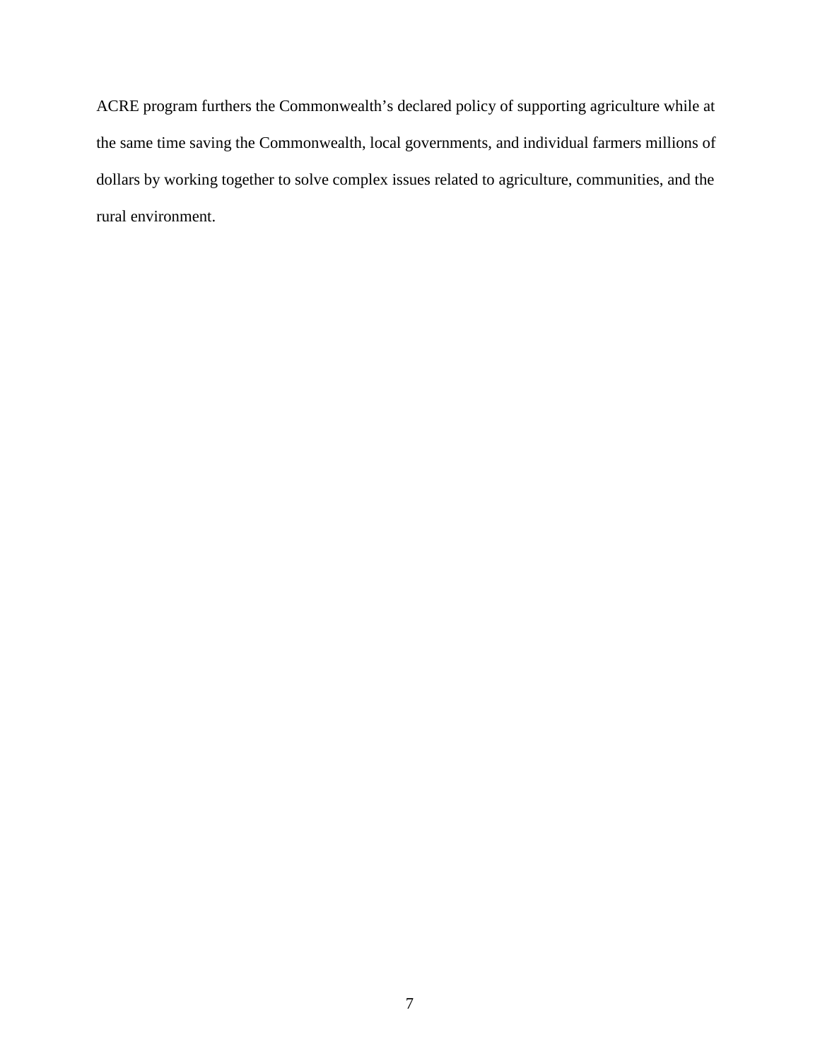ACRE program furthers the Commonwealth's declared policy of supporting agriculture while at the same time saving the Commonwealth, local governments, and individual farmers millions of dollars by working together to solve complex issues related to agriculture, communities, and the rural environment.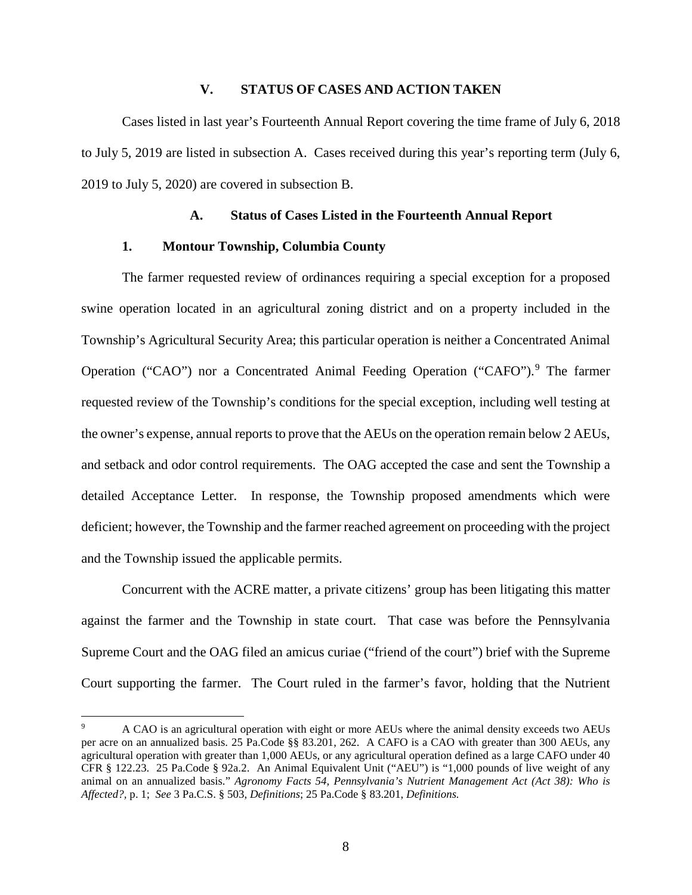## V. STATUS OF CASES AND ACTION TAKEN

Cases listed in last year's Fourteenth Annual Report covering the time frame of July 6, 2018 to July 5, 2019 are listed in subsection A. Cases received during this year's reporting term (July 6, 2019 to July 5, 2020) are covered in subsection B.

### A. Status of Cases Listed in the Fourteenth Annual Report

#### 1. Montour Township, Columbia County

The farmer requested review of ordinances requiring a special exception for a proposed swine operation located in an agricultural zoning district and on a property included in the Township's Agricultural Security Area; this particular operation is neither a Concentrated Animal Operation ("CAO") nor a Concentrated Animal Feeding Operation ("CAFO").[9] The farmer requested review of the Township's conditions for the special exception, including well testing at the owner's expense, annual reports to prove that the AEUs on the operation remain below 2 AEUs, and setback and odor control requirements. The OAG accepted the case and sent the Township a detailed Acceptance Letter. In response, the Township proposed amendments which were deficient; however, the Township and the farmer reached agreement on proceeding with the project and the Township issued the applicable permits.

Concurrent with the ACRE matter, a private citizens' group has been litigating this matter against the farmer and the Township in state court. That case was before the Pennsylvania Supreme Court and the OAG filed an amicus curiae ("friend of the court") brief with the Supreme Court supporting the farmer. The Court ruled in the farmer's favor, holding that the Nutrient

---

[9] A CAO is an agricultural operation with eight or more AEUs where the animal density exceeds two AEUs per acre on an annualized basis. 25 Pa.Code §§ 83.201, 262. A CAFO is a CAO with greater than 300 AEUs, any agricultural operation with greater than 1,000 AEUs, or any agricultural operation defined as a large CAFO under 40 CFR § 122.23. 25 Pa.Code § 92a.2. An Animal Equivalent Unit ("AEU") is "1,000 pounds of live weight of any animal on an annualized basis." *Agronomy Facts 54, Pennsylvania's Nutrient Management Act (Act 38): Who is Affected?*, p. 1; *See* 3 Pa.C.S. § 503, *Definitions*; 25 Pa.Code § 83.201, *Definitions.*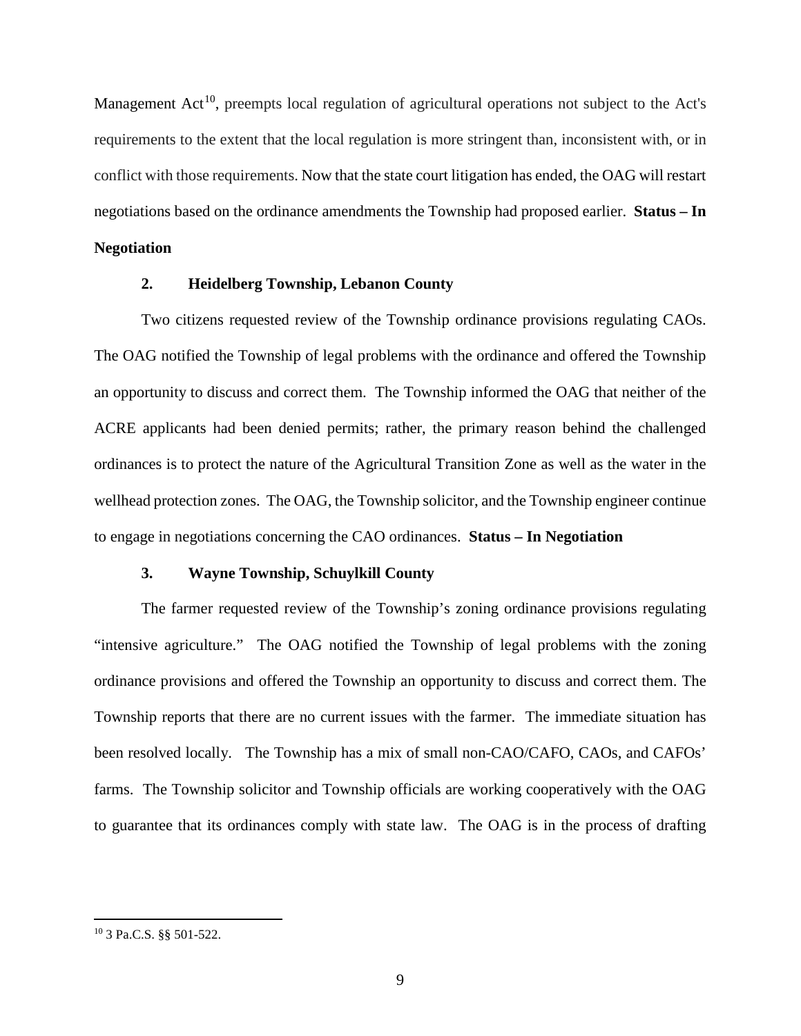Management Act[10], preempts local regulation of agricultural operations not subject to the Act's requirements to the extent that the local regulation is more stringent than, inconsistent with, or in conflict with those requirements. Now that the state court litigation has ended, the OAG will restart negotiations based on the ordinance amendments the Township had proposed earlier. **Status – In Negotiation**

### 2. Heidelberg Township, Lebanon County

Two citizens requested review of the Township ordinance provisions regulating CAOs. The OAG notified the Township of legal problems with the ordinance and offered the Township an opportunity to discuss and correct them. The Township informed the OAG that neither of the ACRE applicants had been denied permits; rather, the primary reason behind the challenged ordinances is to protect the nature of the Agricultural Transition Zone as well as the water in the wellhead protection zones. The OAG, the Township solicitor, and the Township engineer continue to engage in negotiations concerning the CAO ordinances. **Status – In Negotiation**

### 3. Wayne Township, Schuylkill County

The farmer requested review of the Township's zoning ordinance provisions regulating "intensive agriculture." The OAG notified the Township of legal problems with the zoning ordinance provisions and offered the Township an opportunity to discuss and correct them. The Township reports that there are no current issues with the farmer. The immediate situation has been resolved locally. The Township has a mix of small non-CAO/CAFO, CAOs, and CAFOs' farms. The Township solicitor and Township officials are working cooperatively with the OAG to guarantee that its ordinances comply with state law. The OAG is in the process of drafting

---

[10] 3 Pa.C.S. §§ 501-522.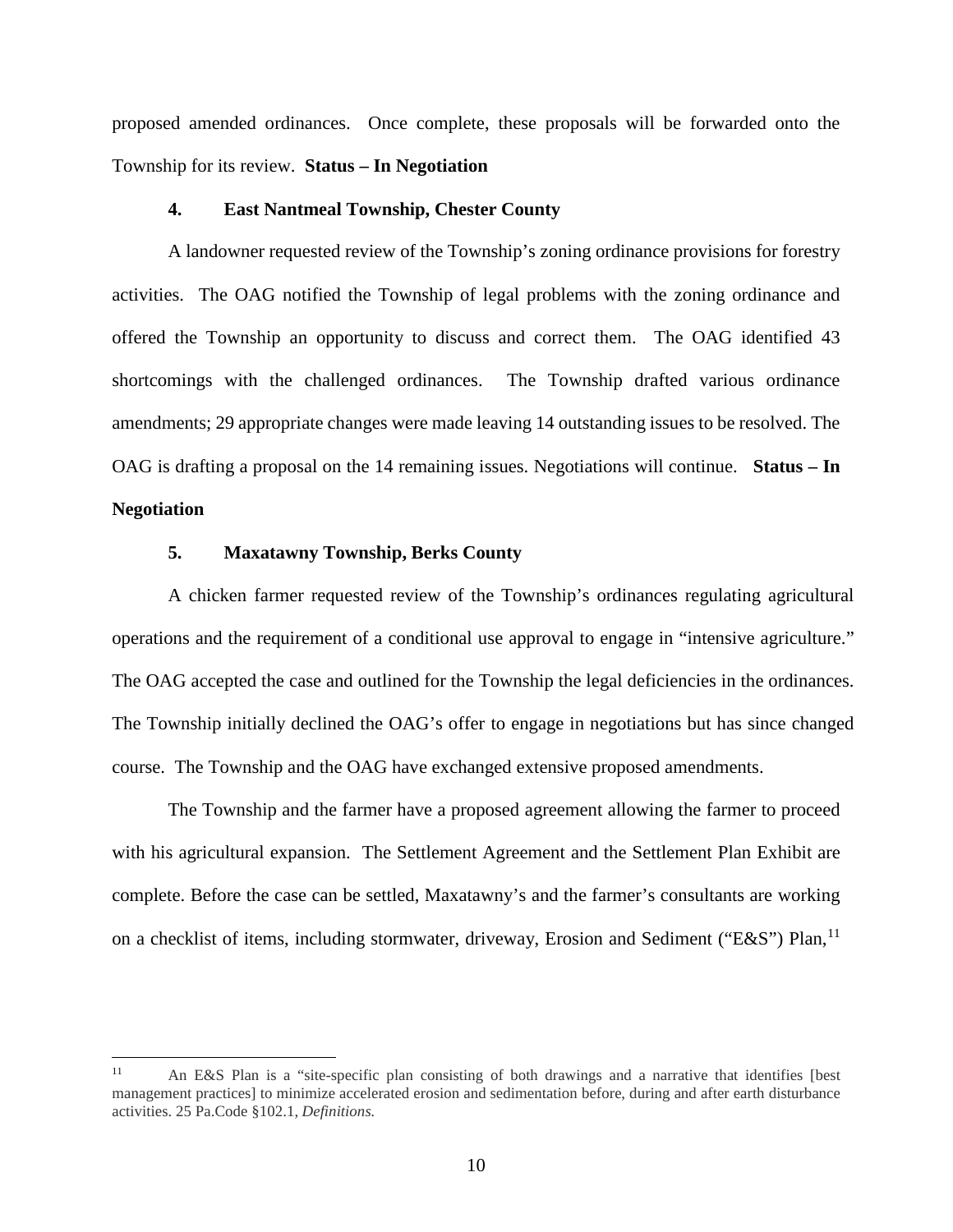proposed amended ordinances. Once complete, these proposals will be forwarded onto the Township for its review. **Status – In Negotiation**

#### 4. East Nantmeal Township, Chester County

A landowner requested review of the Township's zoning ordinance provisions for forestry activities. The OAG notified the Township of legal problems with the zoning ordinance and offered the Township an opportunity to discuss and correct them. The OAG identified 43 shortcomings with the challenged ordinances. The Township drafted various ordinance amendments; 29 appropriate changes were made leaving 14 outstanding issues to be resolved. The OAG is drafting a proposal on the 14 remaining issues. Negotiations will continue. **Status – In Negotiation**

#### 5. Maxatawny Township, Berks County

A chicken farmer requested review of the Township's ordinances regulating agricultural operations and the requirement of a conditional use approval to engage in "intensive agriculture." The OAG accepted the case and outlined for the Township the legal deficiencies in the ordinances. The Township initially declined the OAG's offer to engage in negotiations but has since changed course. The Township and the OAG have exchanged extensive proposed amendments.

The Township and the farmer have a proposed agreement allowing the farmer to proceed with his agricultural expansion. The Settlement Agreement and the Settlement Plan Exhibit are complete. Before the case can be settled, Maxatawny's and the farmer's consultants are working on a checklist of items, including stormwater, driveway, Erosion and Sediment ("E&S") Plan,[11]

---

[11] An E&S Plan is a "site-specific plan consisting of both drawings and a narrative that identifies [best management practices] to minimize accelerated erosion and sedimentation before, during and after earth disturbance activities. 25 Pa.Code §102.1, *Definitions.*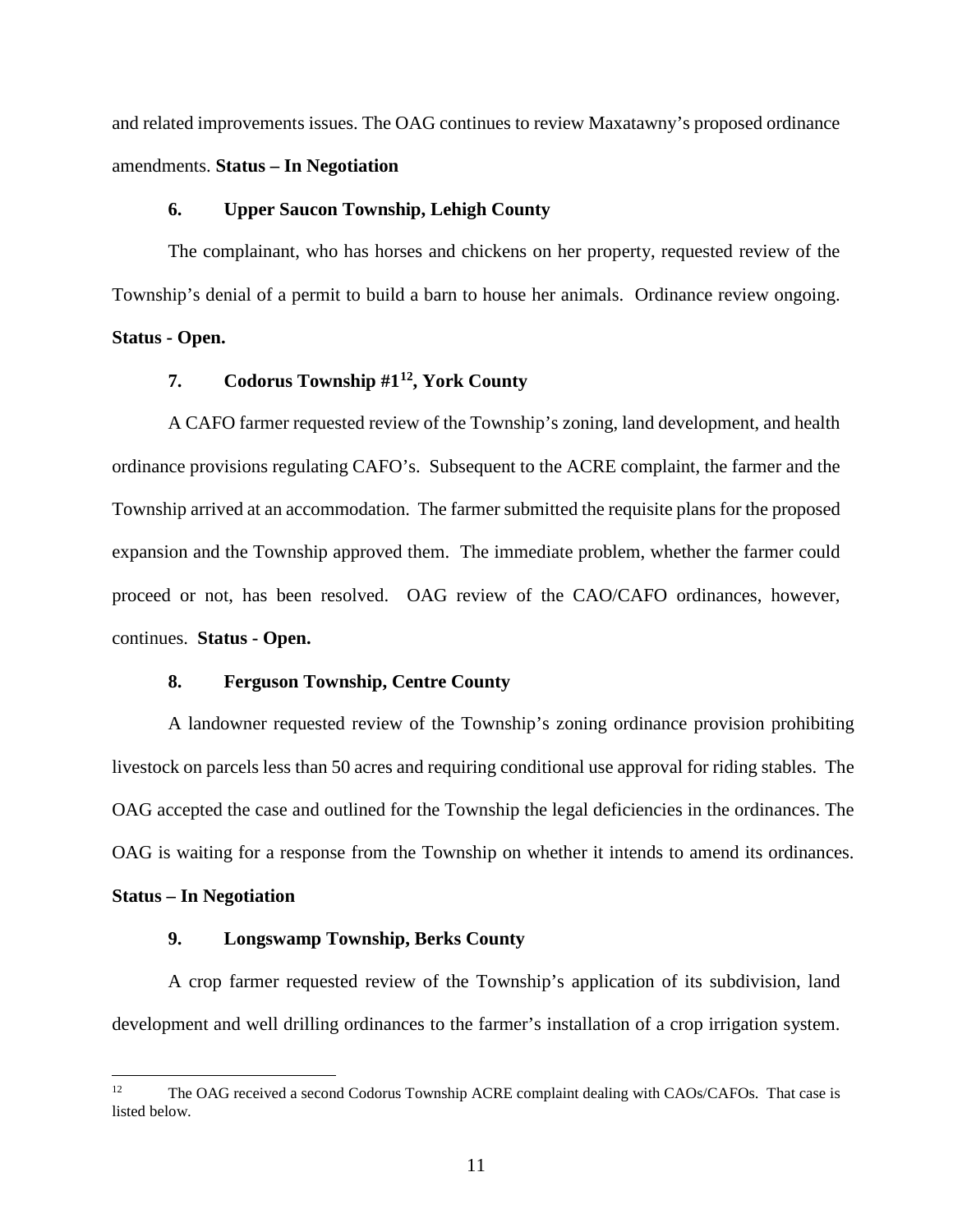and related improvements issues. The OAG continues to review Maxatawny's proposed ordinance amendments. **Status – In Negotiation**

**6. Upper Saucon Township, Lehigh County**

The complainant, who has horses and chickens on her property, requested review of the Township's denial of a permit to build a barn to house her animals. Ordinance review ongoing. **Status - Open.**

**7. Codorus Township #1[12], York County**

A CAFO farmer requested review of the Township's zoning, land development, and health ordinance provisions regulating CAFO's. Subsequent to the ACRE complaint, the farmer and the Township arrived at an accommodation. The farmer submitted the requisite plans for the proposed expansion and the Township approved them. The immediate problem, whether the farmer could proceed or not, has been resolved. OAG review of the CAO/CAFO ordinances, however, continues. **Status - Open.**

**8. Ferguson Township, Centre County**

A landowner requested review of the Township's zoning ordinance provision prohibiting livestock on parcels less than 50 acres and requiring conditional use approval for riding stables. The OAG accepted the case and outlined for the Township the legal deficiencies in the ordinances. The OAG is waiting for a response from the Township on whether it intends to amend its ordinances. **Status – In Negotiation**

**9. Longswamp Township, Berks County**

A crop farmer requested review of the Township's application of its subdivision, land development and well drilling ordinances to the farmer's installation of a crop irrigation system.

---

[12] The OAG received a second Codorus Township ACRE complaint dealing with CAOs/CAFOs. That case is listed below.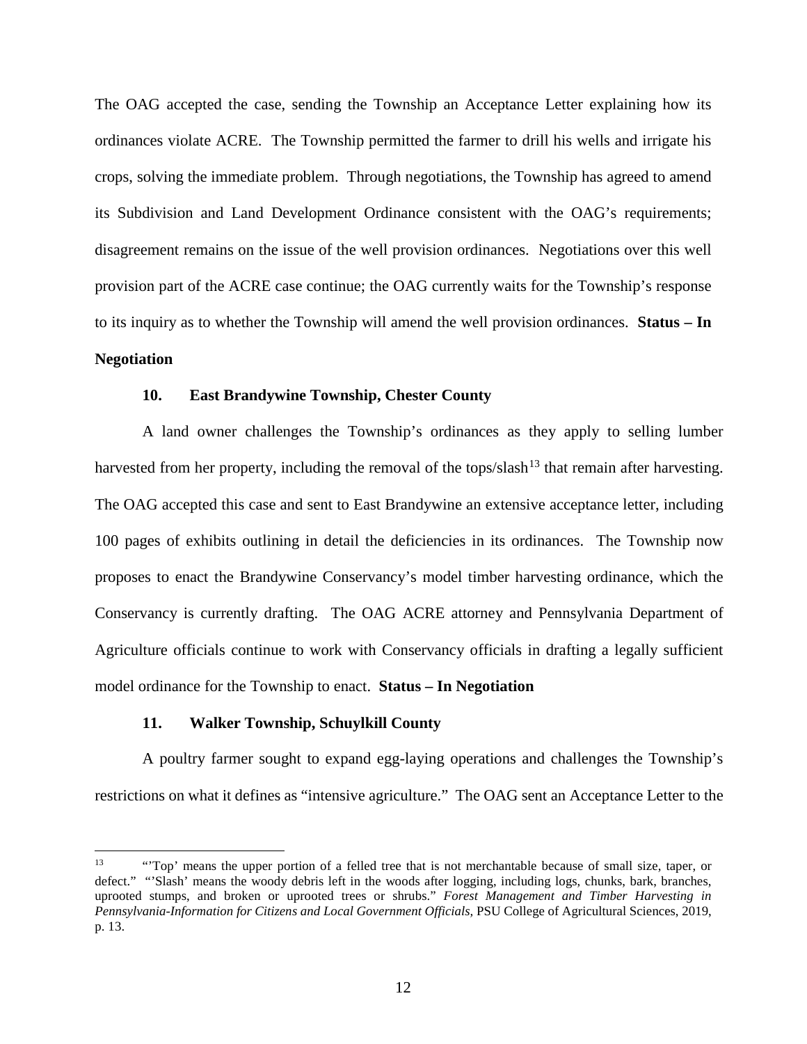The OAG accepted the case, sending the Township an Acceptance Letter explaining how its ordinances violate ACRE. The Township permitted the farmer to drill his wells and irrigate his crops, solving the immediate problem. Through negotiations, the Township has agreed to amend its Subdivision and Land Development Ordinance consistent with the OAG's requirements; disagreement remains on the issue of the well provision ordinances. Negotiations over this well provision part of the ACRE case continue; the OAG currently waits for the Township's response to its inquiry as to whether the Township will amend the well provision ordinances. **Status – In Negotiation**

### 10. East Brandywine Township, Chester County

A land owner challenges the Township's ordinances as they apply to selling lumber harvested from her property, including the removal of the tops/slash[13] that remain after harvesting. The OAG accepted this case and sent to East Brandywine an extensive acceptance letter, including 100 pages of exhibits outlining in detail the deficiencies in its ordinances. The Township now proposes to enact the Brandywine Conservancy's model timber harvesting ordinance, which the Conservancy is currently drafting. The OAG ACRE attorney and Pennsylvania Department of Agriculture officials continue to work with Conservancy officials in drafting a legally sufficient model ordinance for the Township to enact. **Status – In Negotiation**

### 11. Walker Township, Schuylkill County

A poultry farmer sought to expand egg-laying operations and challenges the Township's restrictions on what it defines as "intensive agriculture." The OAG sent an Acceptance Letter to the

---

[13] "'Top' means the upper portion of a felled tree that is not merchantable because of small size, taper, or defect." "'Slash' means the woody debris left in the woods after logging, including logs, chunks, bark, branches, uprooted stumps, and broken or uprooted trees or shrubs." *Forest Management and Timber Harvesting in Pennsylvania-Information for Citizens and Local Government Officials*, PSU College of Agricultural Sciences, 2019, p. 13.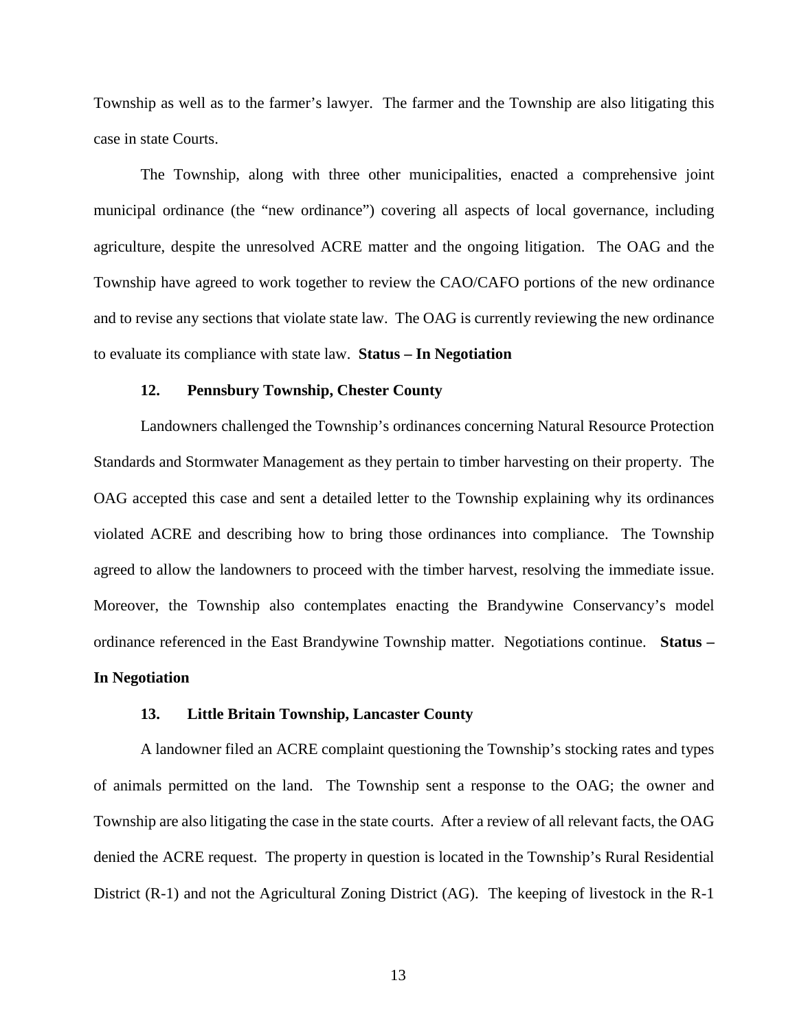Township as well as to the farmer's lawyer. The farmer and the Township are also litigating this case in state Courts.

The Township, along with three other municipalities, enacted a comprehensive joint municipal ordinance (the "new ordinance") covering all aspects of local governance, including agriculture, despite the unresolved ACRE matter and the ongoing litigation. The OAG and the Township have agreed to work together to review the CAO/CAFO portions of the new ordinance and to revise any sections that violate state law. The OAG is currently reviewing the new ordinance to evaluate its compliance with state law. **Status – In Negotiation**

### 12. Pennsbury Township, Chester County

Landowners challenged the Township's ordinances concerning Natural Resource Protection Standards and Stormwater Management as they pertain to timber harvesting on their property. The OAG accepted this case and sent a detailed letter to the Township explaining why its ordinances violated ACRE and describing how to bring those ordinances into compliance. The Township agreed to allow the landowners to proceed with the timber harvest, resolving the immediate issue. Moreover, the Township also contemplates enacting the Brandywine Conservancy's model ordinance referenced in the East Brandywine Township matter. Negotiations continue. **Status – In Negotiation**

### 13. Little Britain Township, Lancaster County

A landowner filed an ACRE complaint questioning the Township's stocking rates and types of animals permitted on the land. The Township sent a response to the OAG; the owner and Township are also litigating the case in the state courts. After a review of all relevant facts, the OAG denied the ACRE request. The property in question is located in the Township's Rural Residential District (R-1) and not the Agricultural Zoning District (AG). The keeping of livestock in the R-1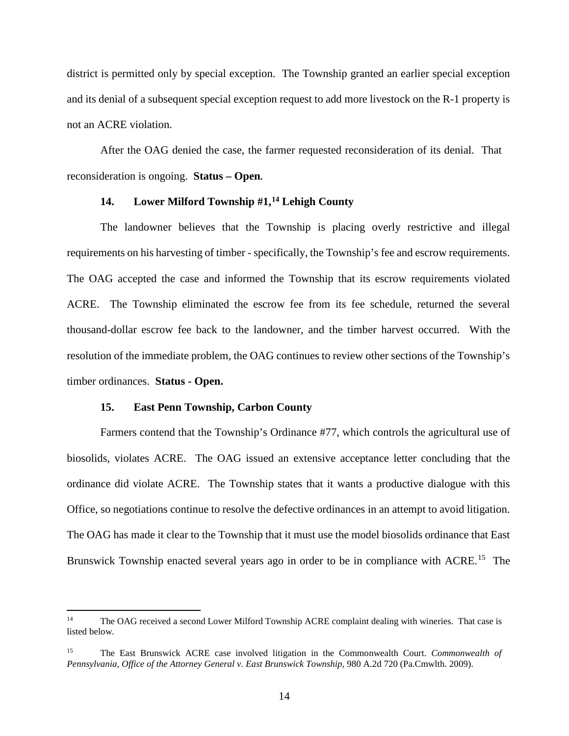district is permitted only by special exception. The Township granted an earlier special exception and its denial of a subsequent special exception request to add more livestock on the R-1 property is not an ACRE violation.

After the OAG denied the case, the farmer requested reconsideration of its denial. That reconsideration is ongoing. **Status – Open.**

### 14. Lower Milford Township #1,[14] Lehigh County

The landowner believes that the Township is placing overly restrictive and illegal requirements on his harvesting of timber - specifically, the Township's fee and escrow requirements. The OAG accepted the case and informed the Township that its escrow requirements violated ACRE. The Township eliminated the escrow fee from its fee schedule, returned the several thousand-dollar escrow fee back to the landowner, and the timber harvest occurred. With the resolution of the immediate problem, the OAG continues to review other sections of the Township's timber ordinances. **Status - Open.**

### 15. East Penn Township, Carbon County

Farmers contend that the Township's Ordinance #77, which controls the agricultural use of biosolids, violates ACRE. The OAG issued an extensive acceptance letter concluding that the ordinance did violate ACRE. The Township states that it wants a productive dialogue with this Office, so negotiations continue to resolve the defective ordinances in an attempt to avoid litigation. The OAG has made it clear to the Township that it must use the model biosolids ordinance that East Brunswick Township enacted several years ago in order to be in compliance with ACRE.[15] The

---

[14] The OAG received a second Lower Milford Township ACRE complaint dealing with wineries. That case is listed below.

[15] The East Brunswick ACRE case involved litigation in the Commonwealth Court. *Commonwealth of Pennsylvania, Office of the Attorney General v. East Brunswick Township*, 980 A.2d 720 (Pa.Cmwlth. 2009).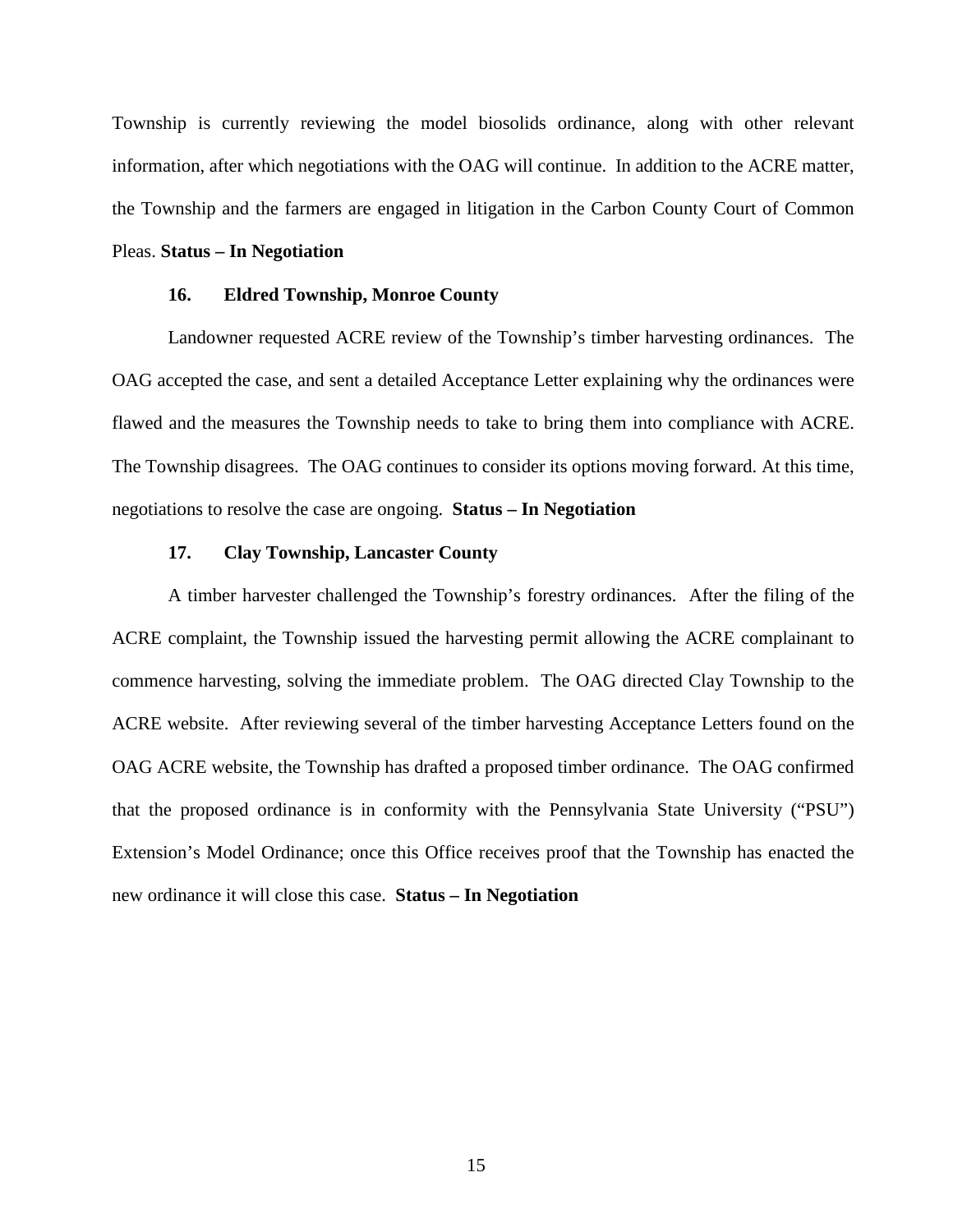Township is currently reviewing the model biosolids ordinance, along with other relevant information, after which negotiations with the OAG will continue. In addition to the ACRE matter, the Township and the farmers are engaged in litigation in the Carbon County Court of Common Pleas. **Status – In Negotiation**

### 16. Eldred Township, Monroe County

Landowner requested ACRE review of the Township's timber harvesting ordinances. The OAG accepted the case, and sent a detailed Acceptance Letter explaining why the ordinances were flawed and the measures the Township needs to take to bring them into compliance with ACRE. The Township disagrees. The OAG continues to consider its options moving forward. At this time, negotiations to resolve the case are ongoing. **Status – In Negotiation**

### 17. Clay Township, Lancaster County

A timber harvester challenged the Township's forestry ordinances. After the filing of the ACRE complaint, the Township issued the harvesting permit allowing the ACRE complainant to commence harvesting, solving the immediate problem. The OAG directed Clay Township to the ACRE website. After reviewing several of the timber harvesting Acceptance Letters found on the OAG ACRE website, the Township has drafted a proposed timber ordinance. The OAG confirmed that the proposed ordinance is in conformity with the Pennsylvania State University ("PSU") Extension's Model Ordinance; once this Office receives proof that the Township has enacted the new ordinance it will close this case. **Status – In Negotiation**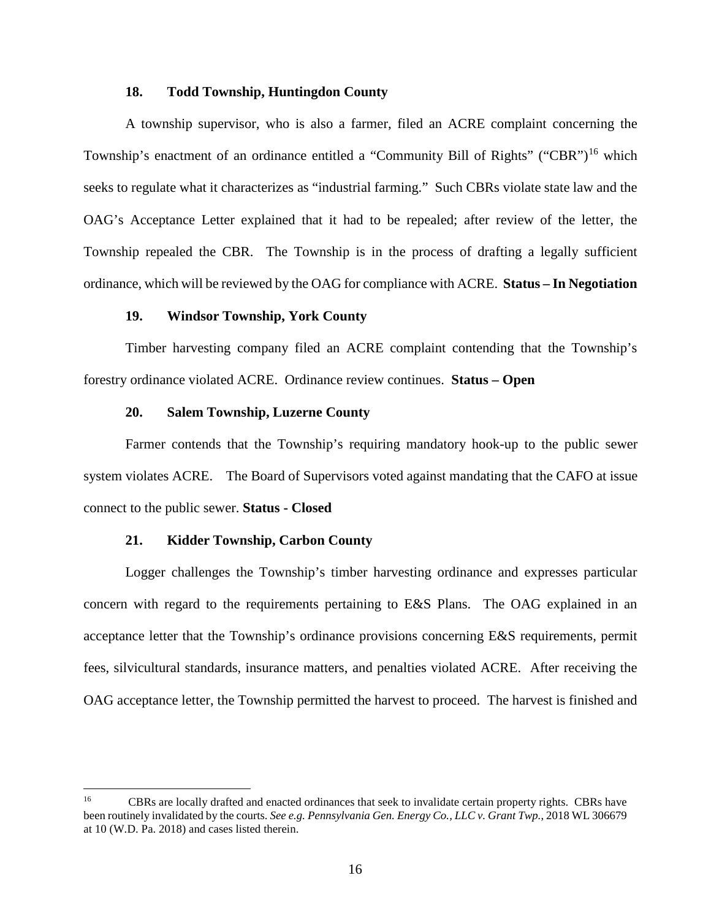### 18. Todd Township, Huntingdon County

A township supervisor, who is also a farmer, filed an ACRE complaint concerning the Township's enactment of an ordinance entitled a "Community Bill of Rights" ("CBR")[16] which seeks to regulate what it characterizes as "industrial farming." Such CBRs violate state law and the OAG's Acceptance Letter explained that it had to be repealed; after review of the letter, the Township repealed the CBR. The Township is in the process of drafting a legally sufficient ordinance, which will be reviewed by the OAG for compliance with ACRE. **Status – In Negotiation**

### 19. Windsor Township, York County

Timber harvesting company filed an ACRE complaint contending that the Township's forestry ordinance violated ACRE. Ordinance review continues. **Status – Open**

### 20. Salem Township, Luzerne County

Farmer contends that the Township's requiring mandatory hook-up to the public sewer system violates ACRE. The Board of Supervisors voted against mandating that the CAFO at issue connect to the public sewer. **Status - Closed**

### 21. Kidder Township, Carbon County

Logger challenges the Township's timber harvesting ordinance and expresses particular concern with regard to the requirements pertaining to E&S Plans. The OAG explained in an acceptance letter that the Township's ordinance provisions concerning E&S requirements, permit fees, silvicultural standards, insurance matters, and penalties violated ACRE. After receiving the OAG acceptance letter, the Township permitted the harvest to proceed. The harvest is finished and

---

[16] CBRs are locally drafted and enacted ordinances that seek to invalidate certain property rights. CBRs have been routinely invalidated by the courts. *See e.g. Pennsylvania Gen. Energy Co., LLC v. Grant Twp.*, 2018 WL 306679 at 10 (W.D. Pa. 2018) and cases listed therein.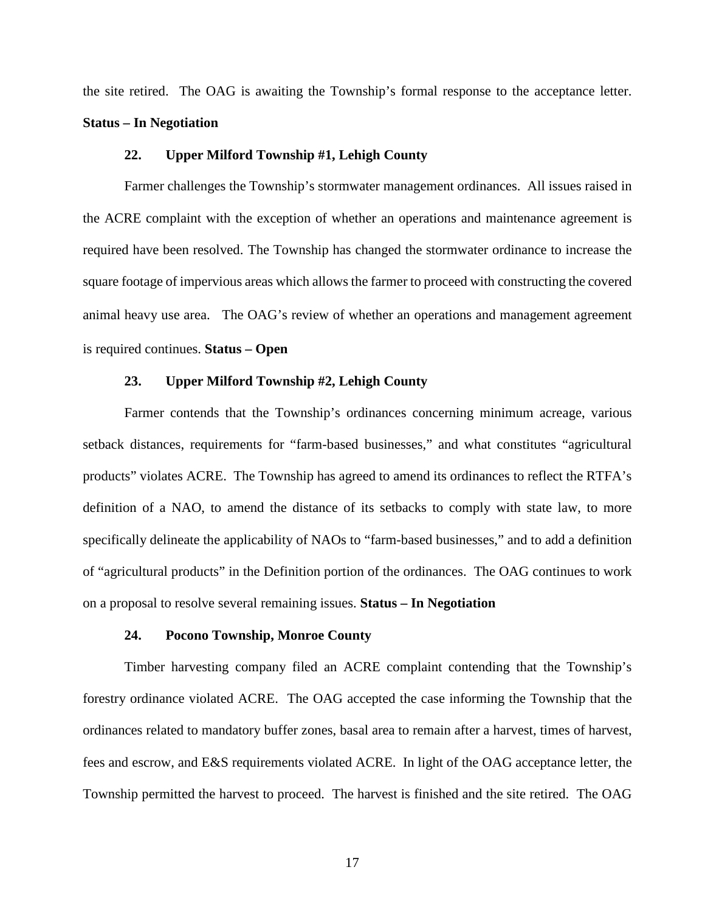the site retired. The OAG is awaiting the Township's formal response to the acceptance letter. **Status – In Negotiation**

### 22. Upper Milford Township #1, Lehigh County

Farmer challenges the Township's stormwater management ordinances. All issues raised in the ACRE complaint with the exception of whether an operations and maintenance agreement is required have been resolved. The Township has changed the stormwater ordinance to increase the square footage of impervious areas which allows the farmer to proceed with constructing the covered animal heavy use area. The OAG's review of whether an operations and management agreement is required continues. **Status – Open**

### 23. Upper Milford Township #2, Lehigh County

Farmer contends that the Township's ordinances concerning minimum acreage, various setback distances, requirements for "farm-based businesses," and what constitutes "agricultural products" violates ACRE. The Township has agreed to amend its ordinances to reflect the RTFA's definition of a NAO, to amend the distance of its setbacks to comply with state law, to more specifically delineate the applicability of NAOs to "farm-based businesses," and to add a definition of "agricultural products" in the Definition portion of the ordinances. The OAG continues to work on a proposal to resolve several remaining issues. **Status – In Negotiation**

### 24. Pocono Township, Monroe County

Timber harvesting company filed an ACRE complaint contending that the Township's forestry ordinance violated ACRE. The OAG accepted the case informing the Township that the ordinances related to mandatory buffer zones, basal area to remain after a harvest, times of harvest, fees and escrow, and E&S requirements violated ACRE. In light of the OAG acceptance letter, the Township permitted the harvest to proceed. The harvest is finished and the site retired. The OAG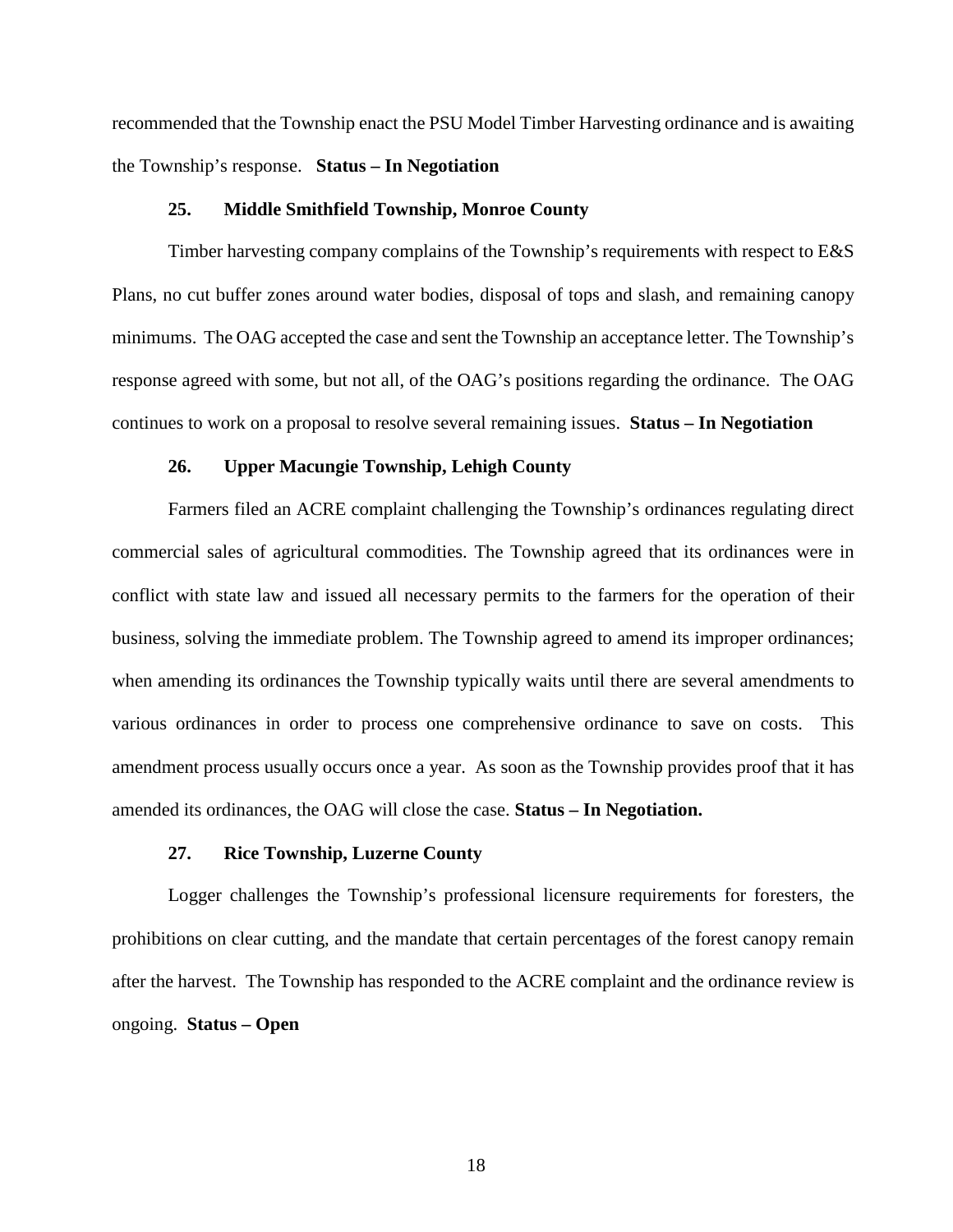recommended that the Township enact the PSU Model Timber Harvesting ordinance and is awaiting the Township's response. **Status – In Negotiation**

### 25. Middle Smithfield Township, Monroe County

Timber harvesting company complains of the Township's requirements with respect to E&S Plans, no cut buffer zones around water bodies, disposal of tops and slash, and remaining canopy minimums. The OAG accepted the case and sent the Township an acceptance letter. The Township's response agreed with some, but not all, of the OAG's positions regarding the ordinance. The OAG continues to work on a proposal to resolve several remaining issues. **Status – In Negotiation**

### 26. Upper Macungie Township, Lehigh County

Farmers filed an ACRE complaint challenging the Township's ordinances regulating direct commercial sales of agricultural commodities. The Township agreed that its ordinances were in conflict with state law and issued all necessary permits to the farmers for the operation of their business, solving the immediate problem. The Township agreed to amend its improper ordinances; when amending its ordinances the Township typically waits until there are several amendments to various ordinances in order to process one comprehensive ordinance to save on costs. This amendment process usually occurs once a year. As soon as the Township provides proof that it has amended its ordinances, the OAG will close the case. **Status – In Negotiation.**

### 27. Rice Township, Luzerne County

Logger challenges the Township's professional licensure requirements for foresters, the prohibitions on clear cutting, and the mandate that certain percentages of the forest canopy remain after the harvest. The Township has responded to the ACRE complaint and the ordinance review is ongoing. **Status – Open**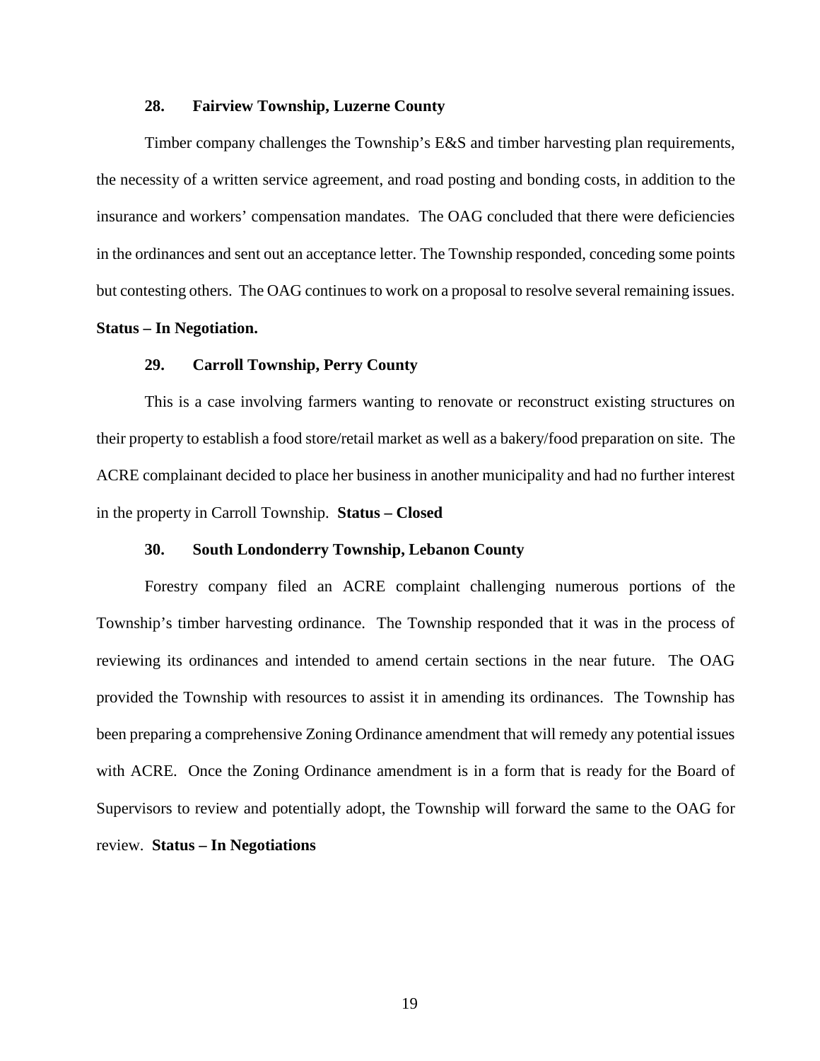### 28. Fairview Township, Luzerne County

Timber company challenges the Township's E&S and timber harvesting plan requirements, the necessity of a written service agreement, and road posting and bonding costs, in addition to the insurance and workers' compensation mandates. The OAG concluded that there were deficiencies in the ordinances and sent out an acceptance letter. The Township responded, conceding some points but contesting others. The OAG continues to work on a proposal to resolve several remaining issues. **Status – In Negotiation.**

### 29. Carroll Township, Perry County

This is a case involving farmers wanting to renovate or reconstruct existing structures on their property to establish a food store/retail market as well as a bakery/food preparation on site. The ACRE complainant decided to place her business in another municipality and had no further interest in the property in Carroll Township. **Status – Closed**

### 30. South Londonderry Township, Lebanon County

Forestry company filed an ACRE complaint challenging numerous portions of the Township's timber harvesting ordinance. The Township responded that it was in the process of reviewing its ordinances and intended to amend certain sections in the near future. The OAG provided the Township with resources to assist it in amending its ordinances. The Township has been preparing a comprehensive Zoning Ordinance amendment that will remedy any potential issues with ACRE. Once the Zoning Ordinance amendment is in a form that is ready for the Board of Supervisors to review and potentially adopt, the Township will forward the same to the OAG for review. **Status – In Negotiations**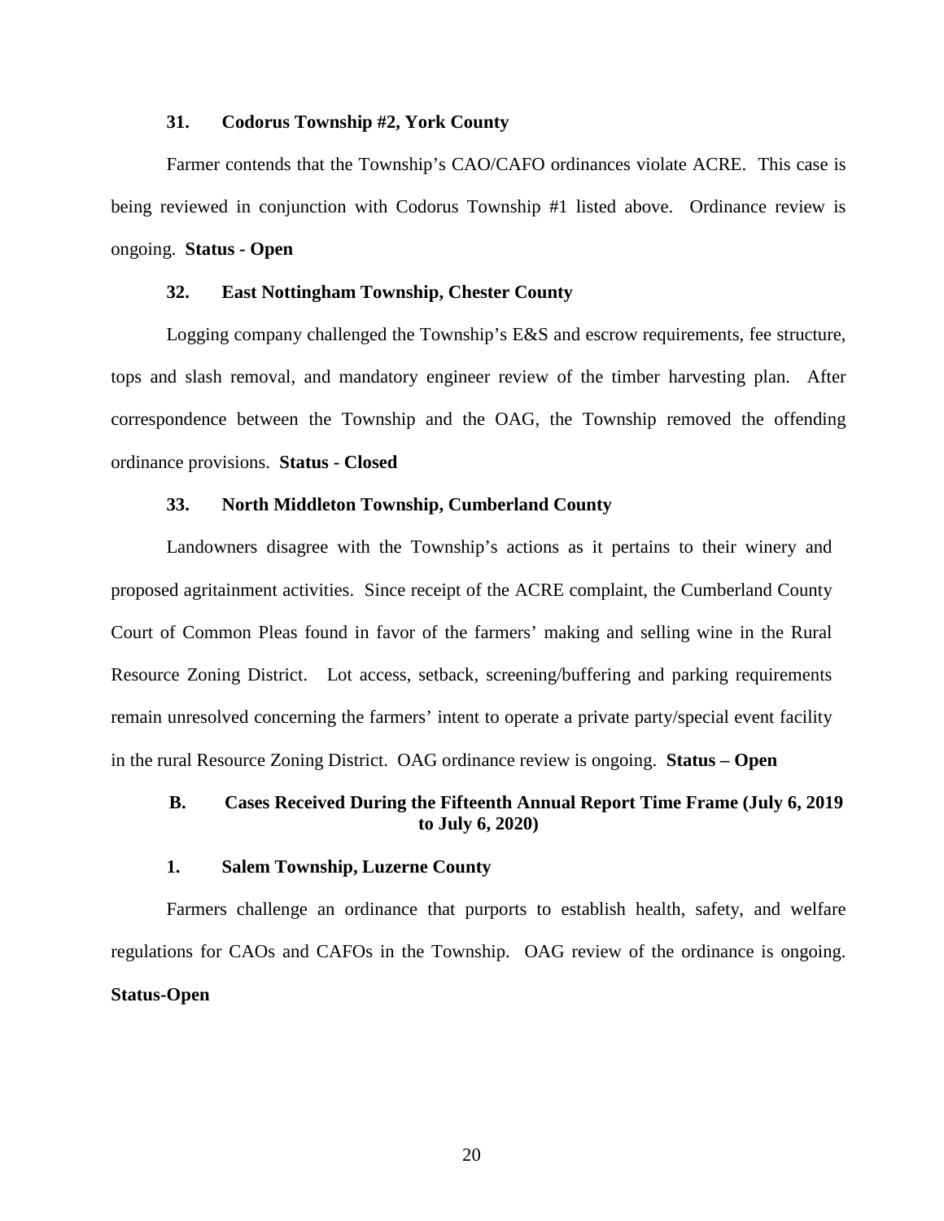### 31. Codorus Township #2, York County

Farmer contends that the Township's CAO/CAFO ordinances violate ACRE. This case is being reviewed in conjunction with Codorus Township #1 listed above. Ordinance review is ongoing. **Status - Open**

### 32. East Nottingham Township, Chester County

Logging company challenged the Township's E&S and escrow requirements, fee structure, tops and slash removal, and mandatory engineer review of the timber harvesting plan. After correspondence between the Township and the OAG, the Township removed the offending ordinance provisions. **Status - Closed**

### 33. North Middleton Township, Cumberland County

Landowners disagree with the Township's actions as it pertains to their winery and proposed agritainment activities. Since receipt of the ACRE complaint, the Cumberland County Court of Common Pleas found in favor of the farmers' making and selling wine in the Rural Resource Zoning District. Lot access, setback, screening/buffering and parking requirements remain unresolved concerning the farmers' intent to operate a private party/special event facility in the rural Resource Zoning District. OAG ordinance review is ongoing. **Status – Open**

## B. Cases Received During the Fifteenth Annual Report Time Frame (July 6, 2019 to July 6, 2020)

### 1. Salem Township, Luzerne County

Farmers challenge an ordinance that purports to establish health, safety, and welfare regulations for CAOs and CAFOs in the Township. OAG review of the ordinance is ongoing. **Status-Open**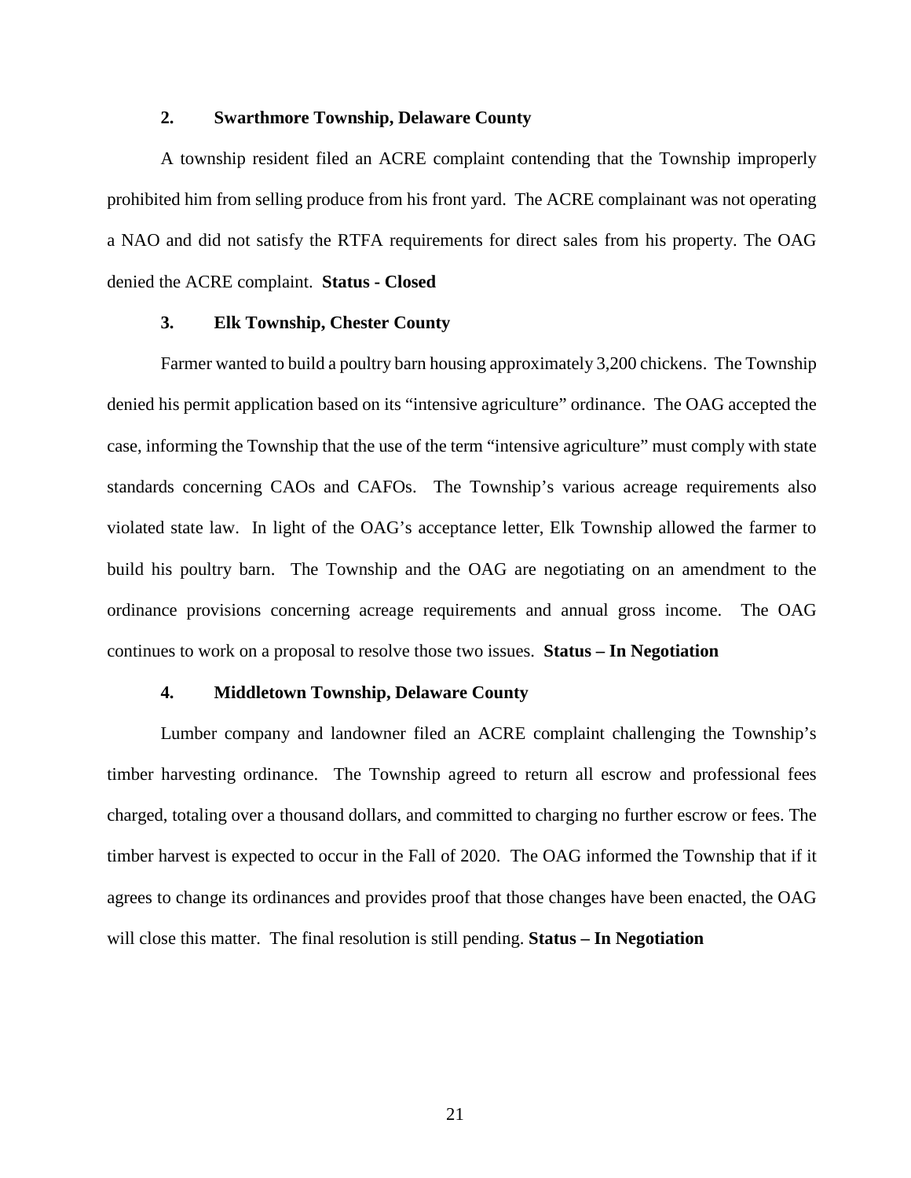### 2. Swarthmore Township, Delaware County

A township resident filed an ACRE complaint contending that the Township improperly prohibited him from selling produce from his front yard. The ACRE complainant was not operating a NAO and did not satisfy the RTFA requirements for direct sales from his property. The OAG denied the ACRE complaint. **Status - Closed**

### 3. Elk Township, Chester County

Farmer wanted to build a poultry barn housing approximately 3,200 chickens. The Township denied his permit application based on its "intensive agriculture" ordinance. The OAG accepted the case, informing the Township that the use of the term "intensive agriculture" must comply with state standards concerning CAOs and CAFOs. The Township's various acreage requirements also violated state law. In light of the OAG's acceptance letter, Elk Township allowed the farmer to build his poultry barn. The Township and the OAG are negotiating on an amendment to the ordinance provisions concerning acreage requirements and annual gross income. The OAG continues to work on a proposal to resolve those two issues. **Status – In Negotiation**

### 4. Middletown Township, Delaware County

Lumber company and landowner filed an ACRE complaint challenging the Township's timber harvesting ordinance. The Township agreed to return all escrow and professional fees charged, totaling over a thousand dollars, and committed to charging no further escrow or fees. The timber harvest is expected to occur in the Fall of 2020. The OAG informed the Township that if it agrees to change its ordinances and provides proof that those changes have been enacted, the OAG will close this matter. The final resolution is still pending. **Status – In Negotiation**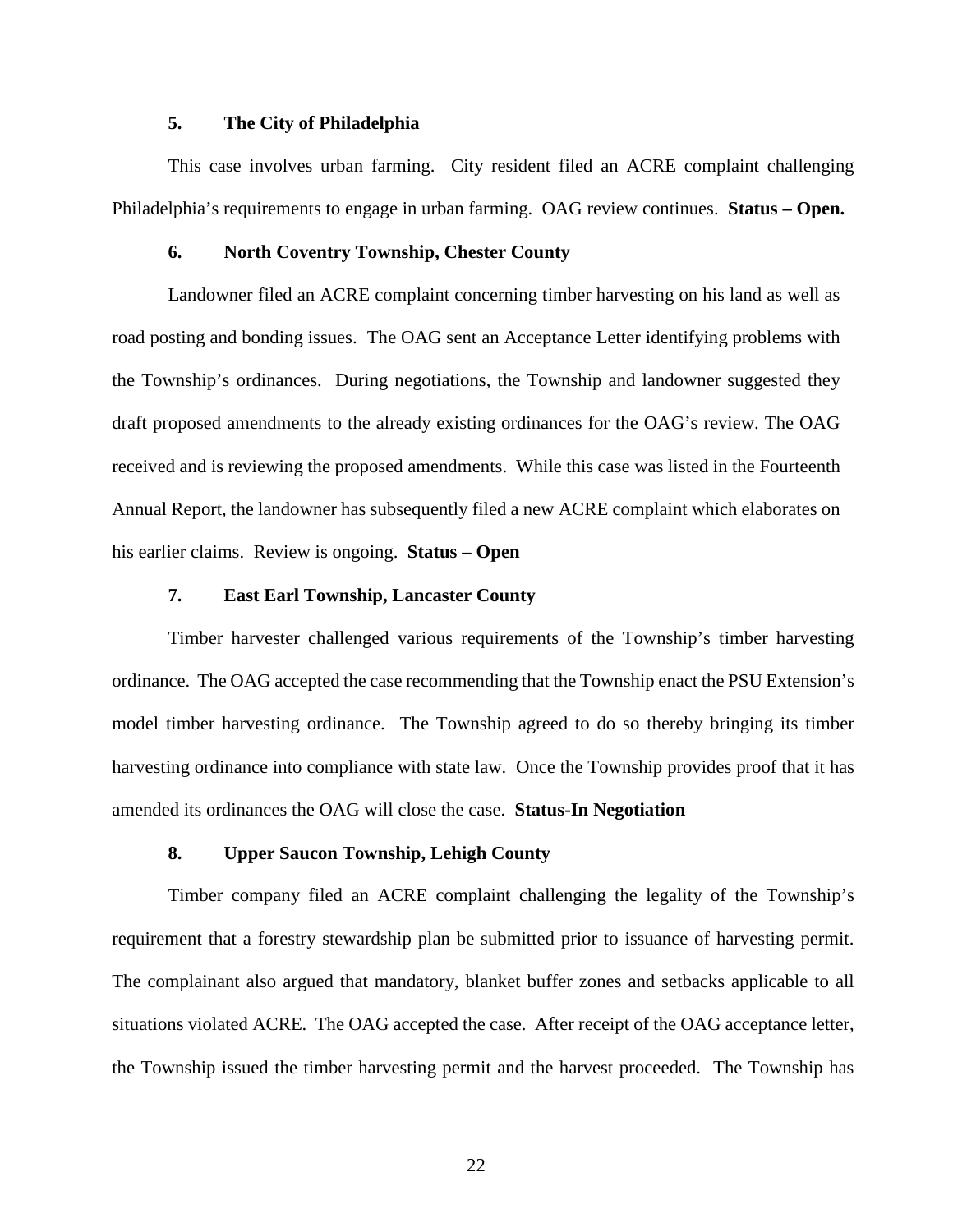#### 5. The City of Philadelphia

This case involves urban farming. City resident filed an ACRE complaint challenging Philadelphia's requirements to engage in urban farming. OAG review continues. **Status – Open.**

#### 6. North Coventry Township, Chester County

Landowner filed an ACRE complaint concerning timber harvesting on his land as well as road posting and bonding issues. The OAG sent an Acceptance Letter identifying problems with the Township's ordinances. During negotiations, the Township and landowner suggested they draft proposed amendments to the already existing ordinances for the OAG's review. The OAG received and is reviewing the proposed amendments. While this case was listed in the Fourteenth Annual Report, the landowner has subsequently filed a new ACRE complaint which elaborates on his earlier claims. Review is ongoing. **Status – Open**

#### 7. East Earl Township, Lancaster County

Timber harvester challenged various requirements of the Township's timber harvesting ordinance. The OAG accepted the case recommending that the Township enact the PSU Extension's model timber harvesting ordinance. The Township agreed to do so thereby bringing its timber harvesting ordinance into compliance with state law. Once the Township provides proof that it has amended its ordinances the OAG will close the case. **Status-In Negotiation**

#### 8. Upper Saucon Township, Lehigh County

Timber company filed an ACRE complaint challenging the legality of the Township's requirement that a forestry stewardship plan be submitted prior to issuance of harvesting permit. The complainant also argued that mandatory, blanket buffer zones and setbacks applicable to all situations violated ACRE. The OAG accepted the case. After receipt of the OAG acceptance letter, the Township issued the timber harvesting permit and the harvest proceeded. The Township has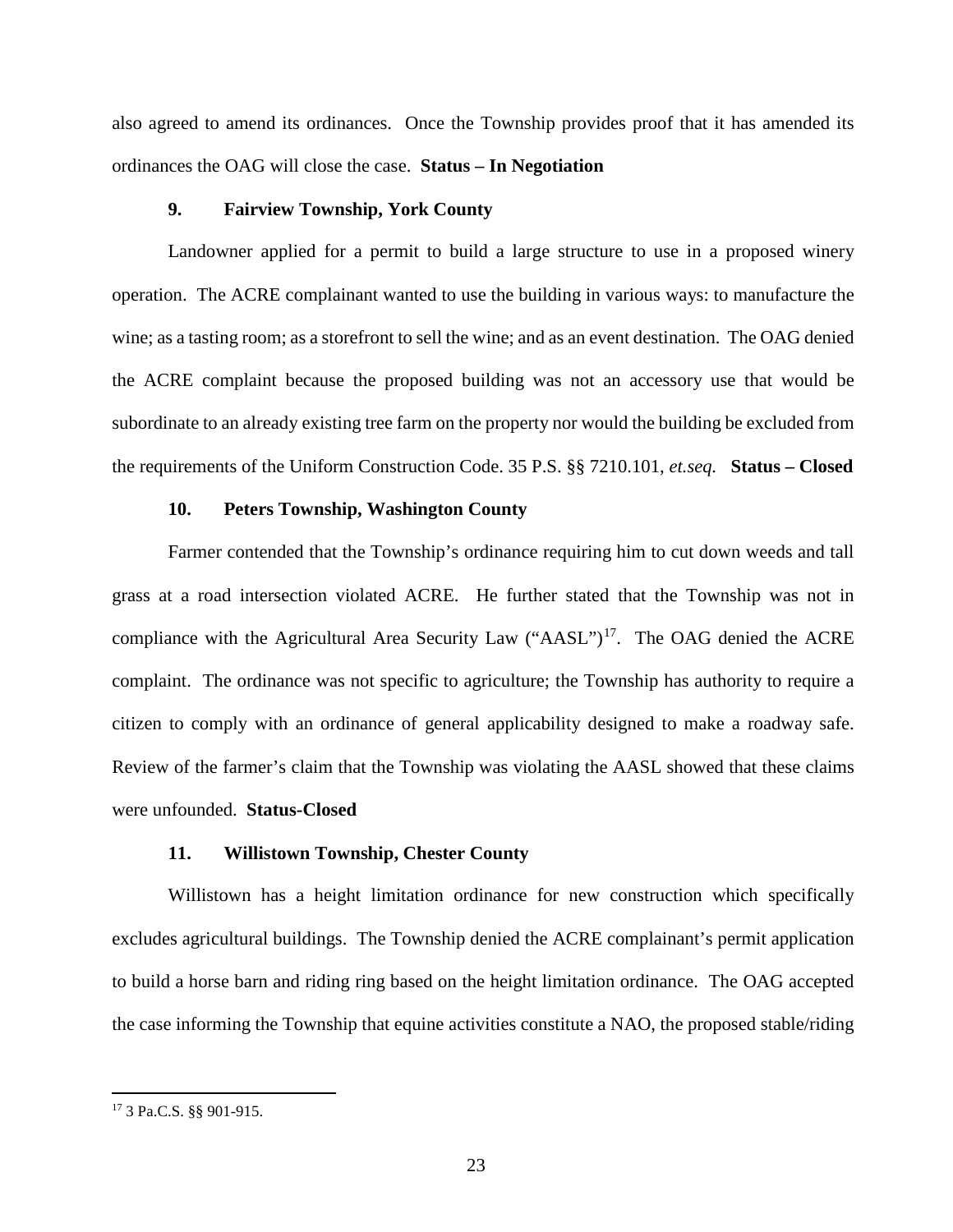also agreed to amend its ordinances. Once the Township provides proof that it has amended its ordinances the OAG will close the case. **Status – In Negotiation**

### 9. Fairview Township, York County

Landowner applied for a permit to build a large structure to use in a proposed winery operation. The ACRE complainant wanted to use the building in various ways: to manufacture the wine; as a tasting room; as a storefront to sell the wine; and as an event destination. The OAG denied the ACRE complaint because the proposed building was not an accessory use that would be subordinate to an already existing tree farm on the property nor would the building be excluded from the requirements of the Uniform Construction Code. 35 P.S. §§ 7210.101, *et.seq.* **Status – Closed**

### 10. Peters Township, Washington County

Farmer contended that the Township's ordinance requiring him to cut down weeds and tall grass at a road intersection violated ACRE. He further stated that the Township was not in compliance with the Agricultural Area Security Law ("AASL")[17]. The OAG denied the ACRE complaint. The ordinance was not specific to agriculture; the Township has authority to require a citizen to comply with an ordinance of general applicability designed to make a roadway safe. Review of the farmer's claim that the Township was violating the AASL showed that these claims were unfounded. **Status-Closed**

### 11. Willistown Township, Chester County

Willistown has a height limitation ordinance for new construction which specifically excludes agricultural buildings. The Township denied the ACRE complainant's permit application to build a horse barn and riding ring based on the height limitation ordinance. The OAG accepted the case informing the Township that equine activities constitute a NAO, the proposed stable/riding

---

[17] 3 Pa.C.S. §§ 901-915.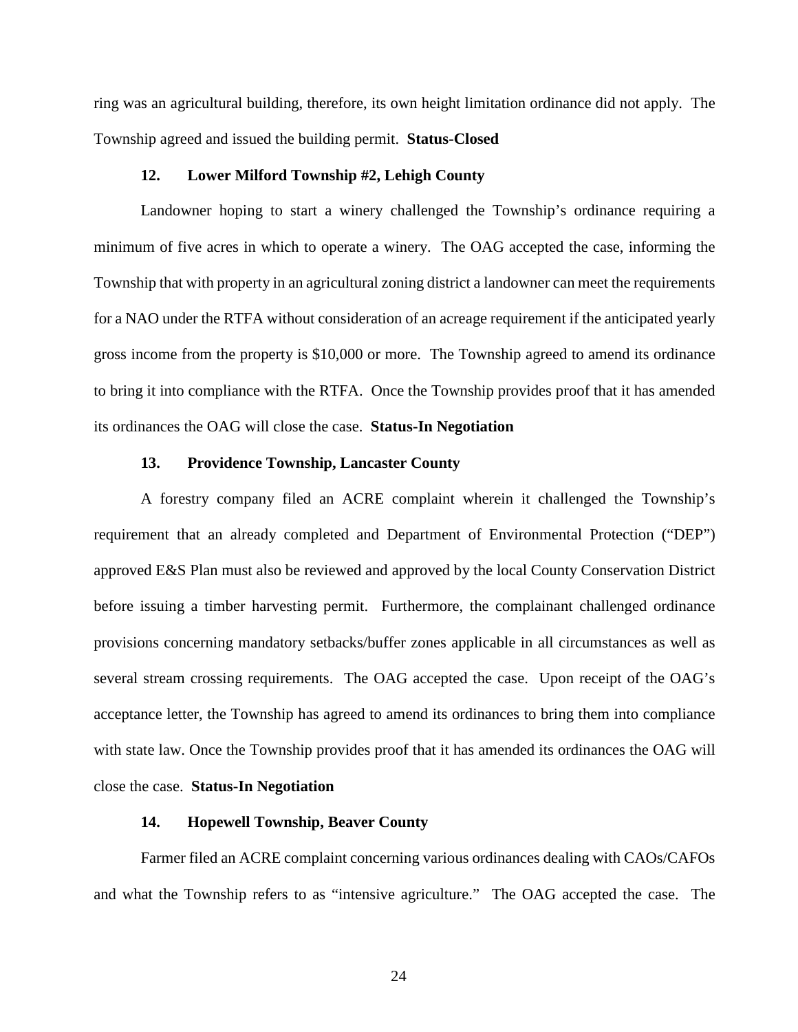ring was an agricultural building, therefore, its own height limitation ordinance did not apply. The Township agreed and issued the building permit. **Status-Closed**

**12. Lower Milford Township #2, Lehigh County**

Landowner hoping to start a winery challenged the Township's ordinance requiring a minimum of five acres in which to operate a winery. The OAG accepted the case, informing the Township that with property in an agricultural zoning district a landowner can meet the requirements for a NAO under the RTFA without consideration of an acreage requirement if the anticipated yearly gross income from the property is $10,000 or more. The Township agreed to amend its ordinance to bring it into compliance with the RTFA. Once the Township provides proof that it has amended its ordinances the OAG will close the case. **Status-In Negotiation**

**13. Providence Township, Lancaster County**

A forestry company filed an ACRE complaint wherein it challenged the Township's requirement that an already completed and Department of Environmental Protection ("DEP") approved E&S Plan must also be reviewed and approved by the local County Conservation District before issuing a timber harvesting permit. Furthermore, the complainant challenged ordinance provisions concerning mandatory setbacks/buffer zones applicable in all circumstances as well as several stream crossing requirements. The OAG accepted the case. Upon receipt of the OAG's acceptance letter, the Township has agreed to amend its ordinances to bring them into compliance with state law. Once the Township provides proof that it has amended its ordinances the OAG will close the case. **Status-In Negotiation**

**14. Hopewell Township, Beaver County**

Farmer filed an ACRE complaint concerning various ordinances dealing with CAOs/CAFOs and what the Township refers to as "intensive agriculture." The OAG accepted the case. The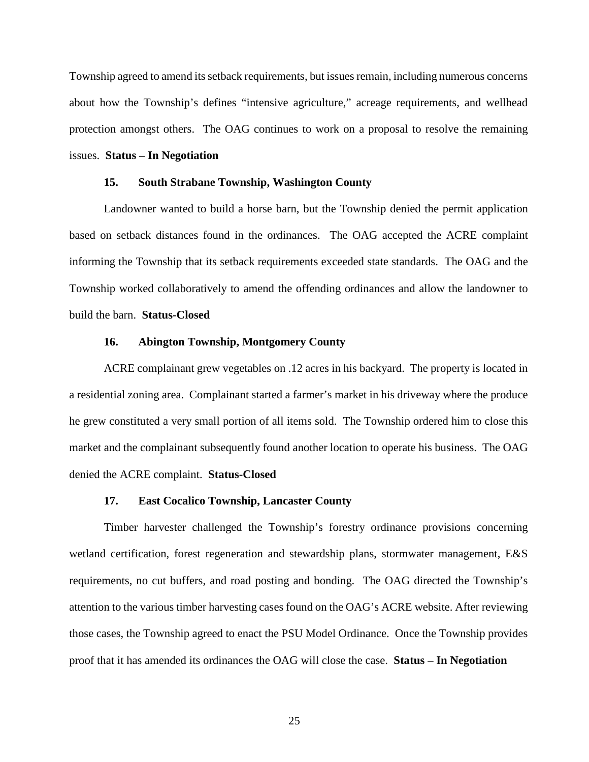Township agreed to amend its setback requirements, but issues remain, including numerous concerns about how the Township's defines "intensive agriculture," acreage requirements, and wellhead protection amongst others. The OAG continues to work on a proposal to resolve the remaining issues. **Status – In Negotiation**

### 15. South Strabane Township, Washington County

Landowner wanted to build a horse barn, but the Township denied the permit application based on setback distances found in the ordinances. The OAG accepted the ACRE complaint informing the Township that its setback requirements exceeded state standards. The OAG and the Township worked collaboratively to amend the offending ordinances and allow the landowner to build the barn. **Status-Closed**

### 16. Abington Township, Montgomery County

ACRE complainant grew vegetables on .12 acres in his backyard. The property is located in a residential zoning area. Complainant started a farmer's market in his driveway where the produce he grew constituted a very small portion of all items sold. The Township ordered him to close this market and the complainant subsequently found another location to operate his business. The OAG denied the ACRE complaint. **Status-Closed**

### 17. East Cocalico Township, Lancaster County

Timber harvester challenged the Township's forestry ordinance provisions concerning wetland certification, forest regeneration and stewardship plans, stormwater management, E&S requirements, no cut buffers, and road posting and bonding. The OAG directed the Township's attention to the various timber harvesting cases found on the OAG's ACRE website. After reviewing those cases, the Township agreed to enact the PSU Model Ordinance. Once the Township provides proof that it has amended its ordinances the OAG will close the case. **Status – In Negotiation**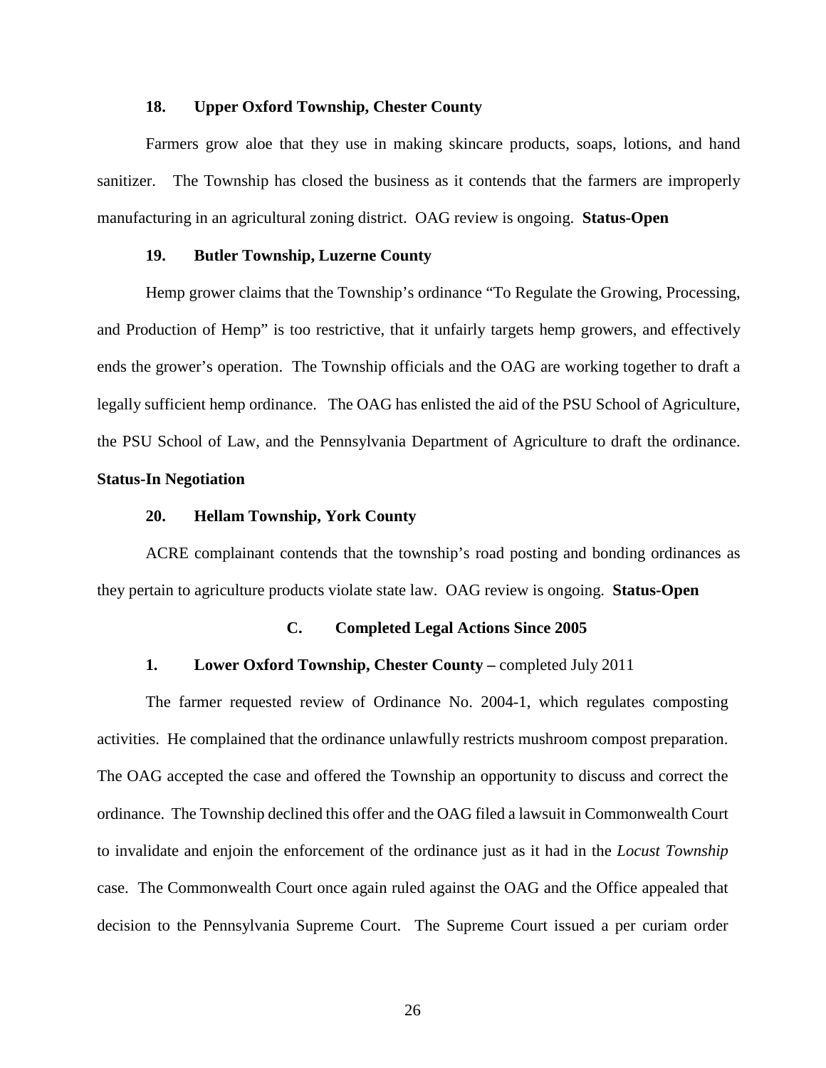### 18. Upper Oxford Township, Chester County

Farmers grow aloe that they use in making skincare products, soaps, lotions, and hand sanitizer. The Township has closed the business as it contends that the farmers are improperly manufacturing in an agricultural zoning district. OAG review is ongoing. **Status-Open**

### 19. Butler Township, Luzerne County

Hemp grower claims that the Township's ordinance "To Regulate the Growing, Processing, and Production of Hemp" is too restrictive, that it unfairly targets hemp growers, and effectively ends the grower's operation. The Township officials and the OAG are working together to draft a legally sufficient hemp ordinance. The OAG has enlisted the aid of the PSU School of Agriculture, the PSU School of Law, and the Pennsylvania Department of Agriculture to draft the ordinance. **Status-In Negotiation**

### 20. Hellam Township, York County

ACRE complainant contends that the township's road posting and bonding ordinances as they pertain to agriculture products violate state law. OAG review is ongoing. **Status-Open**

## C. Completed Legal Actions Since 2005

### 1. Lower Oxford Township, Chester County – completed July 2011

The farmer requested review of Ordinance No. 2004-1, which regulates composting activities. He complained that the ordinance unlawfully restricts mushroom compost preparation. The OAG accepted the case and offered the Township an opportunity to discuss and correct the ordinance. The Township declined this offer and the OAG filed a lawsuit in Commonwealth Court to invalidate and enjoin the enforcement of the ordinance just as it had in the *Locust Township* case. The Commonwealth Court once again ruled against the OAG and the Office appealed that decision to the Pennsylvania Supreme Court. The Supreme Court issued a per curiam order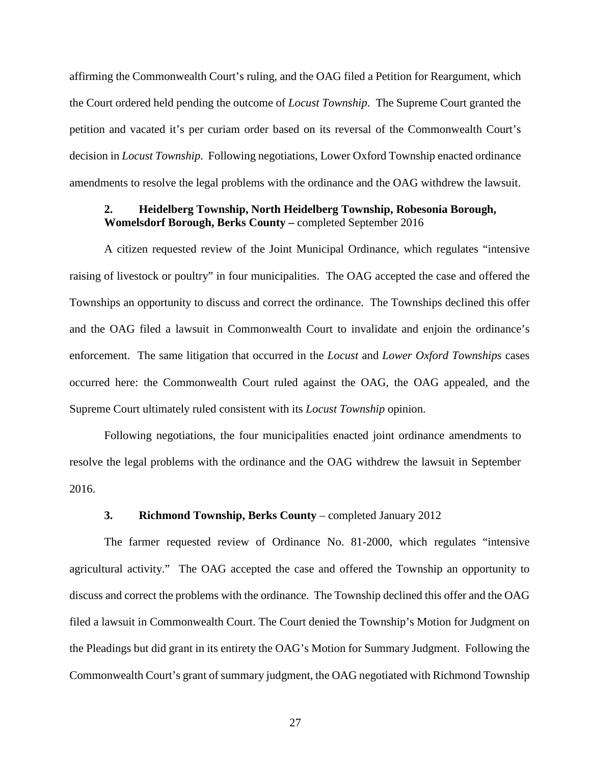affirming the Commonwealth Court's ruling, and the OAG filed a Petition for Reargument, which the Court ordered held pending the outcome of *Locust Township*. The Supreme Court granted the petition and vacated it's per curiam order based on its reversal of the Commonwealth Court's decision in *Locust Township*. Following negotiations, Lower Oxford Township enacted ordinance amendments to resolve the legal problems with the ordinance and the OAG withdrew the lawsuit.

**2. Heidelberg Township, North Heidelberg Township, Robesonia Borough, Womelsdorf Borough, Berks County –** completed September 2016

A citizen requested review of the Joint Municipal Ordinance, which regulates "intensive raising of livestock or poultry" in four municipalities. The OAG accepted the case and offered the Townships an opportunity to discuss and correct the ordinance. The Townships declined this offer and the OAG filed a lawsuit in Commonwealth Court to invalidate and enjoin the ordinance's enforcement. The same litigation that occurred in the *Locust* and *Lower Oxford Townships* cases occurred here: the Commonwealth Court ruled against the OAG, the OAG appealed, and the Supreme Court ultimately ruled consistent with its *Locust Township* opinion.

Following negotiations, the four municipalities enacted joint ordinance amendments to resolve the legal problems with the ordinance and the OAG withdrew the lawsuit in September 2016.

**3. Richmond Township, Berks County** – completed January 2012

The farmer requested review of Ordinance No. 81-2000, which regulates "intensive agricultural activity." The OAG accepted the case and offered the Township an opportunity to discuss and correct the problems with the ordinance. The Township declined this offer and the OAG filed a lawsuit in Commonwealth Court. The Court denied the Township's Motion for Judgment on the Pleadings but did grant in its entirety the OAG's Motion for Summary Judgment. Following the Commonwealth Court's grant of summary judgment, the OAG negotiated with Richmond Township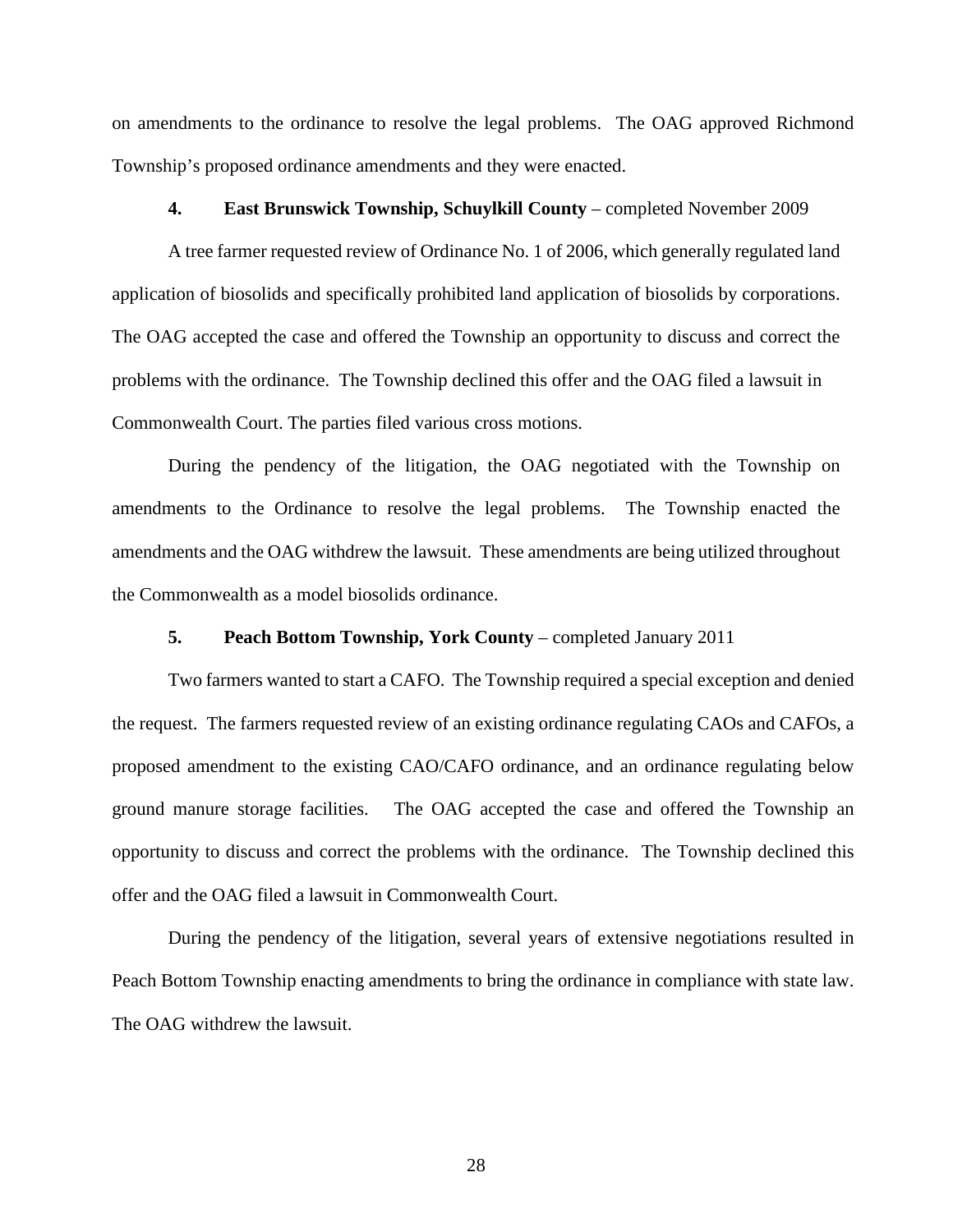on amendments to the ordinance to resolve the legal problems. The OAG approved Richmond Township's proposed ordinance amendments and they were enacted.

**4. East Brunswick Township, Schuylkill County** – completed November 2009

A tree farmer requested review of Ordinance No. 1 of 2006, which generally regulated land application of biosolids and specifically prohibited land application of biosolids by corporations. The OAG accepted the case and offered the Township an opportunity to discuss and correct the problems with the ordinance. The Township declined this offer and the OAG filed a lawsuit in Commonwealth Court. The parties filed various cross motions.

During the pendency of the litigation, the OAG negotiated with the Township on amendments to the Ordinance to resolve the legal problems. The Township enacted the amendments and the OAG withdrew the lawsuit. These amendments are being utilized throughout the Commonwealth as a model biosolids ordinance.

**5. Peach Bottom Township, York County** – completed January 2011

Two farmers wanted to start a CAFO. The Township required a special exception and denied the request. The farmers requested review of an existing ordinance regulating CAOs and CAFOs, a proposed amendment to the existing CAO/CAFO ordinance, and an ordinance regulating below ground manure storage facilities. The OAG accepted the case and offered the Township an opportunity to discuss and correct the problems with the ordinance. The Township declined this offer and the OAG filed a lawsuit in Commonwealth Court.

During the pendency of the litigation, several years of extensive negotiations resulted in Peach Bottom Township enacting amendments to bring the ordinance in compliance with state law. The OAG withdrew the lawsuit.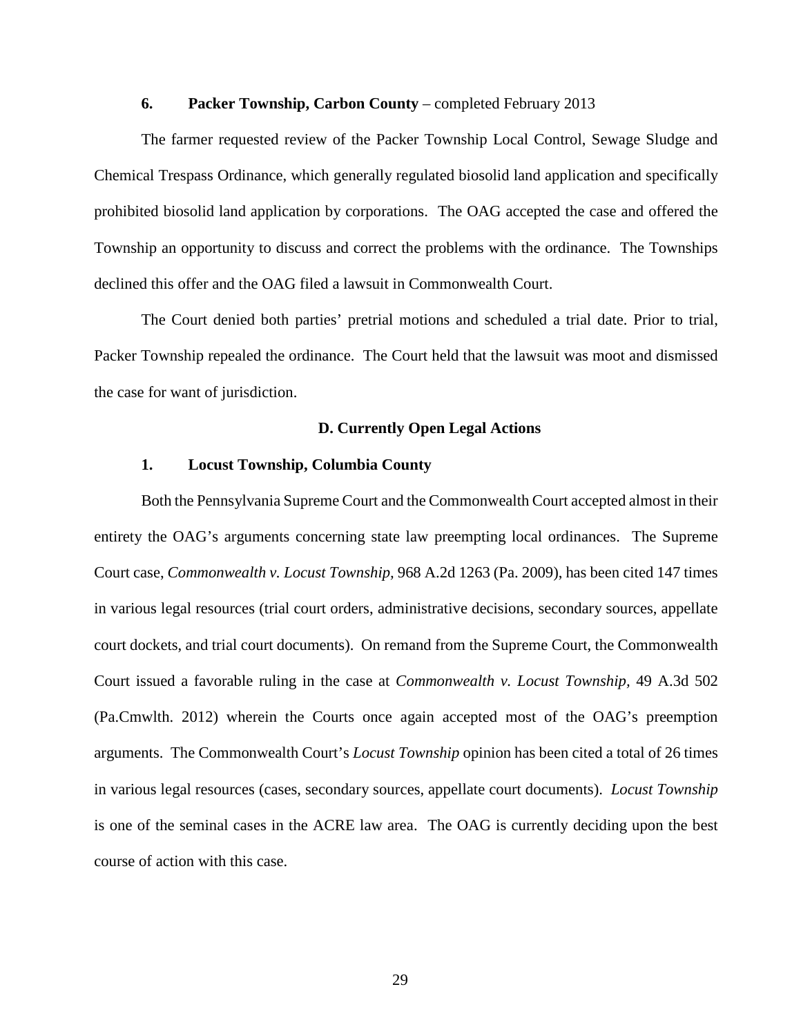**6. Packer Township, Carbon County** – completed February 2013

The farmer requested review of the Packer Township Local Control, Sewage Sludge and Chemical Trespass Ordinance, which generally regulated biosolid land application and specifically prohibited biosolid land application by corporations. The OAG accepted the case and offered the Township an opportunity to discuss and correct the problems with the ordinance. The Townships declined this offer and the OAG filed a lawsuit in Commonwealth Court.

The Court denied both parties' pretrial motions and scheduled a trial date. Prior to trial, Packer Township repealed the ordinance. The Court held that the lawsuit was moot and dismissed the case for want of jurisdiction.

## D. Currently Open Legal Actions

**1. Locust Township, Columbia County**

Both the Pennsylvania Supreme Court and the Commonwealth Court accepted almost in their entirety the OAG's arguments concerning state law preempting local ordinances. The Supreme Court case, *Commonwealth v. Locust Township,* 968 A.2d 1263 (Pa. 2009), has been cited 147 times in various legal resources (trial court orders, administrative decisions, secondary sources, appellate court dockets, and trial court documents). On remand from the Supreme Court, the Commonwealth Court issued a favorable ruling in the case at *Commonwealth v. Locust Township,* 49 A.3d 502 (Pa.Cmwlth. 2012) wherein the Courts once again accepted most of the OAG's preemption arguments. The Commonwealth Court's *Locust Township* opinion has been cited a total of 26 times in various legal resources (cases, secondary sources, appellate court documents). *Locust Township* is one of the seminal cases in the ACRE law area. The OAG is currently deciding upon the best course of action with this case.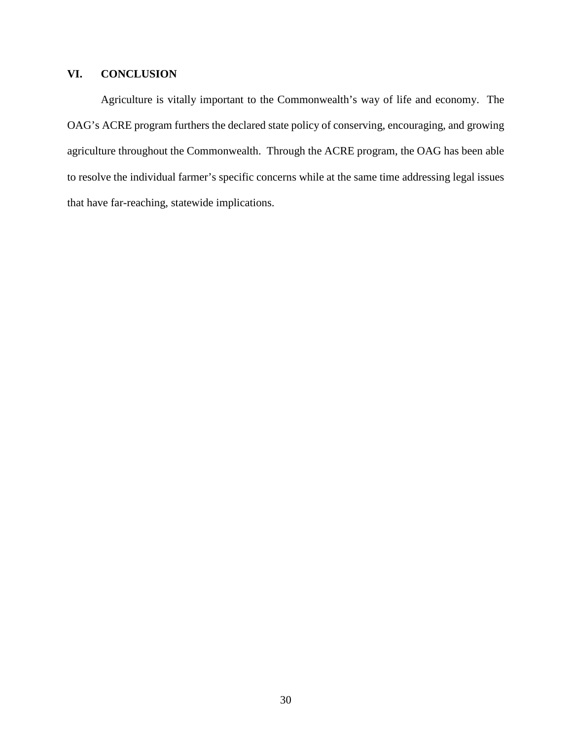## VI. CONCLUSION

Agriculture is vitally important to the Commonwealth's way of life and economy. The OAG's ACRE program furthers the declared state policy of conserving, encouraging, and growing agriculture throughout the Commonwealth. Through the ACRE program, the OAG has been able to resolve the individual farmer's specific concerns while at the same time addressing legal issues that have far-reaching, statewide implications.